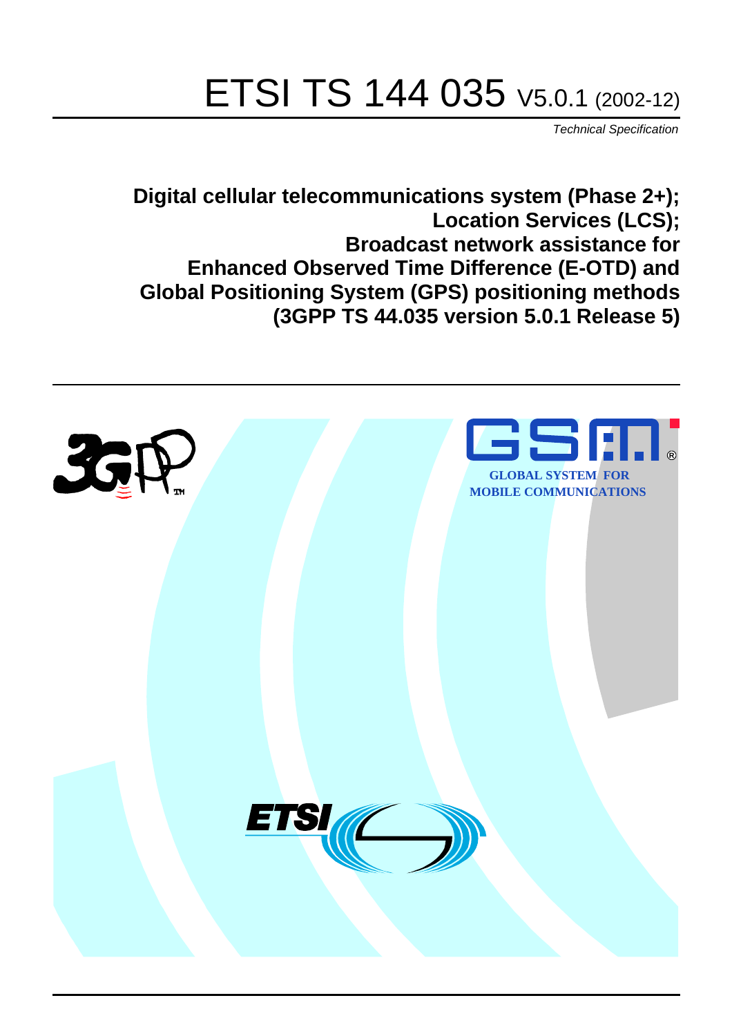# ETSI TS 144 035 V5.0.1 (2002-12)

*Technical Specification*

**Digital cellular telecommunications system (Phase 2+);
Location Services (LCS);
Broadcast network assistance for
Enhanced Observed Time Difference (E-OTD) and
Global Positioning System (GPS) positioning methods
(3GPP TS 44.035 version 5.0.1 Release 5)**

GLOBAL SYSTEM FOR
MOBILE COMMUNICATIONS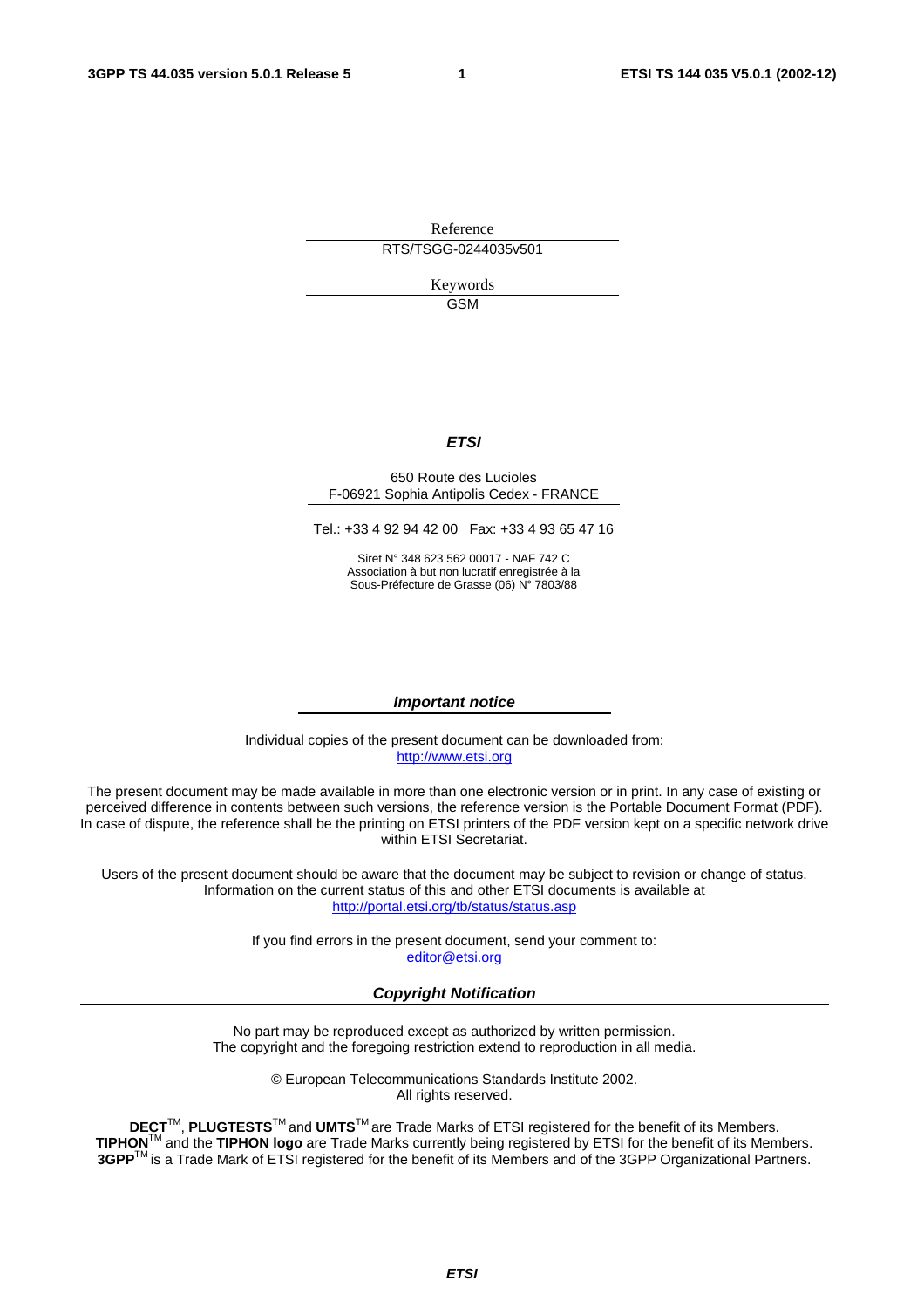Reference

RTS/TSGG-0244035v501

Keywords

GSM

***ETSI***

650 Route des Lucioles
F-06921 Sophia Antipolis Cedex - FRANCE

Tel.: +33 4 92 94 42 00 Fax: +33 4 93 65 47 16

Siret N° 348 623 562 00017 - NAF 742 C
Association à but non lucratif enregistrée à la
Sous-Préfecture de Grasse (06) N° 7803/88

***Important notice***

Individual copies of the present document can be downloaded from:
http://www.etsi.org

The present document may be made available in more than one electronic version or in print. In any case of existing or perceived difference in contents between such versions, the reference version is the Portable Document Format (PDF). In case of dispute, the reference shall be the printing on ETSI printers of the PDF version kept on a specific network drive within ETSI Secretariat.

Users of the present document should be aware that the document may be subject to revision or change of status. Information on the current status of this and other ETSI documents is available at
http://portal.etsi.org/tb/status/status.asp

If you find errors in the present document, send your comment to:
editor@etsi.org

***Copyright Notification***

No part may be reproduced except as authorized by written permission.
The copyright and the foregoing restriction extend to reproduction in all media.

© European Telecommunications Standards Institute 2002.
All rights reserved.

**DECT**TM, **PLUGTESTS**TM and **UMTS**TM are Trade Marks of ETSI registered for the benefit of its Members.
**TIPHON**TM and the **TIPHON logo** are Trade Marks currently being registered by ETSI for the benefit of its Members.
**3GPP**TM is a Trade Mark of ETSI registered for the benefit of its Members and of the 3GPP Organizational Partners.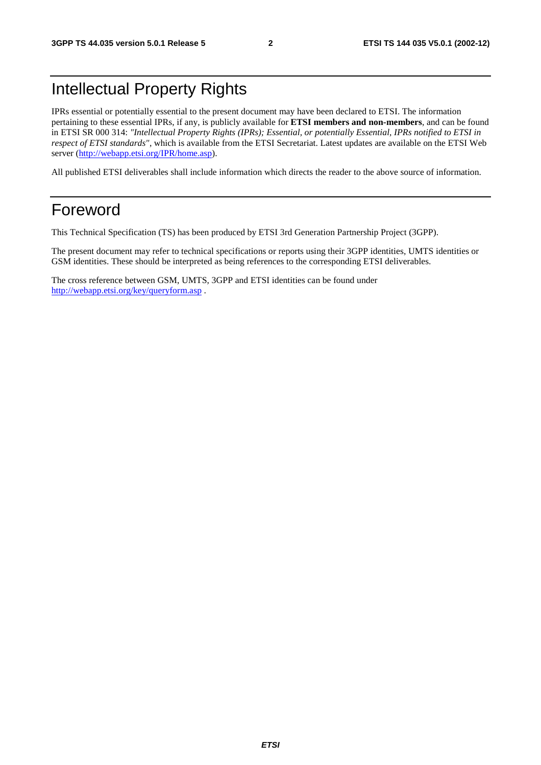# Intellectual Property Rights

IPRs essential or potentially essential to the present document may have been declared to ETSI. The information pertaining to these essential IPRs, if any, is publicly available for **ETSI members and non-members**, and can be found in ETSI SR 000 314: *"Intellectual Property Rights (IPRs); Essential, or potentially Essential, IPRs notified to ETSI in respect of ETSI standards"*, which is available from the ETSI Secretariat. Latest updates are available on the ETSI Web server (http://webapp.etsi.org/IPR/home.asp).

All published ETSI deliverables shall include information which directs the reader to the above source of information.

# Foreword

This Technical Specification (TS) has been produced by ETSI 3rd Generation Partnership Project (3GPP).

The present document may refer to technical specifications or reports using their 3GPP identities, UMTS identities or GSM identities. These should be interpreted as being references to the corresponding ETSI deliverables.

The cross reference between GSM, UMTS, 3GPP and ETSI identities can be found under http://webapp.etsi.org/key/queryform.asp .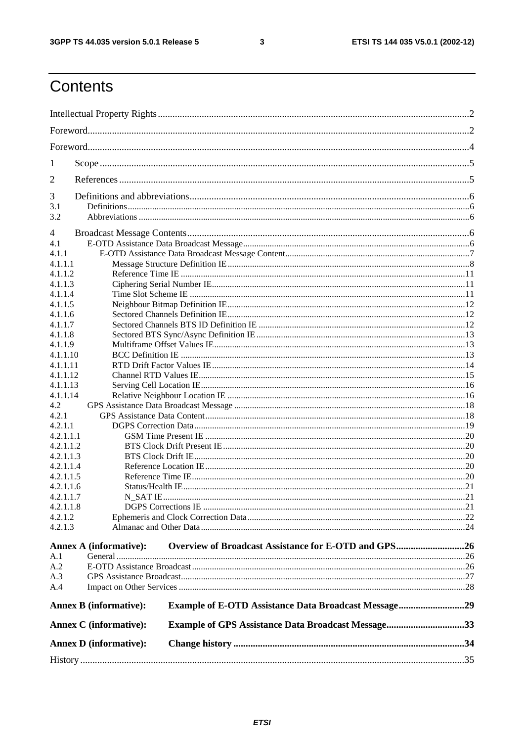# Contents

Intellectual Property Rights ..........2
Foreword ..........2
Foreword ..........4
1 Scope ..........5
2 References ..........5
3 Definitions and abbreviations ..........6
3.1 Definitions ..........6
3.2 Abbreviations ..........6
4 Broadcast Message Contents ..........6
4.1 E-OTD Assistance Data Broadcast Message ..........6
4.1.1 E-OTD Assistance Data Broadcast Message Content ..........7
4.1.1.1 Message Structure Definition IE ..........8
4.1.1.2 Reference Time IE ..........11
4.1.1.3 Ciphering Serial Number IE ..........11
4.1.1.4 Time Slot Scheme IE ..........11
4.1.1.5 Neighbour Bitmap Definition IE ..........12
4.1.1.6 Sectored Channels Definition IE ..........12
4.1.1.7 Sectored Channels BTS ID Definition IE ..........12
4.1.1.8 Sectored BTS Sync/Async Definition IE ..........13
4.1.1.9 Multiframe Offset Values IE ..........13
4.1.1.10 BCC Definition IE ..........13
4.1.1.11 RTD Drift Factor Values IE ..........14
4.1.1.12 Channel RTD Values IE ..........15
4.1.1.13 Serving Cell Location IE ..........16
4.1.1.14 Relative Neighbour Location IE ..........16
4.2 GPS Assistance Data Broadcast Message ..........18
4.2.1 GPS Assistance Data Content ..........18
4.2.1.1 DGPS Correction Data ..........19
4.2.1.1.1 GSM Time Present IE ..........20
4.2.1.1.2 BTS Clock Drift Present IE ..........20
4.2.1.1.3 BTS Clock Drift IE ..........20
4.2.1.1.4 Reference Location IE ..........20
4.2.1.1.5 Reference Time IE ..........20
4.2.1.1.6 Status/Health IE ..........21
4.2.1.1.7 N_SAT IE ..........21
4.2.1.1.8 DGPS Corrections IE ..........21
4.2.1.2 Ephemeris and Clock Correction Data ..........22
4.2.1.3 Almanac and Other Data ..........24

**Annex A (informative): Overview of Broadcast Assistance for E-OTD and GPS ..........26**
A.1 General ..........26
A.2 E-OTD Assistance Broadcast ..........26
A.3 GPS Assistance Broadcast ..........27
A.4 Impact on Other Services ..........28

**Annex B (informative): Example of E-OTD Assistance Data Broadcast Message ..........29**

**Annex C (informative): Example of GPS Assistance Data Broadcast Message ..........33**

**Annex D (informative): Change history ..........34**

History ..........35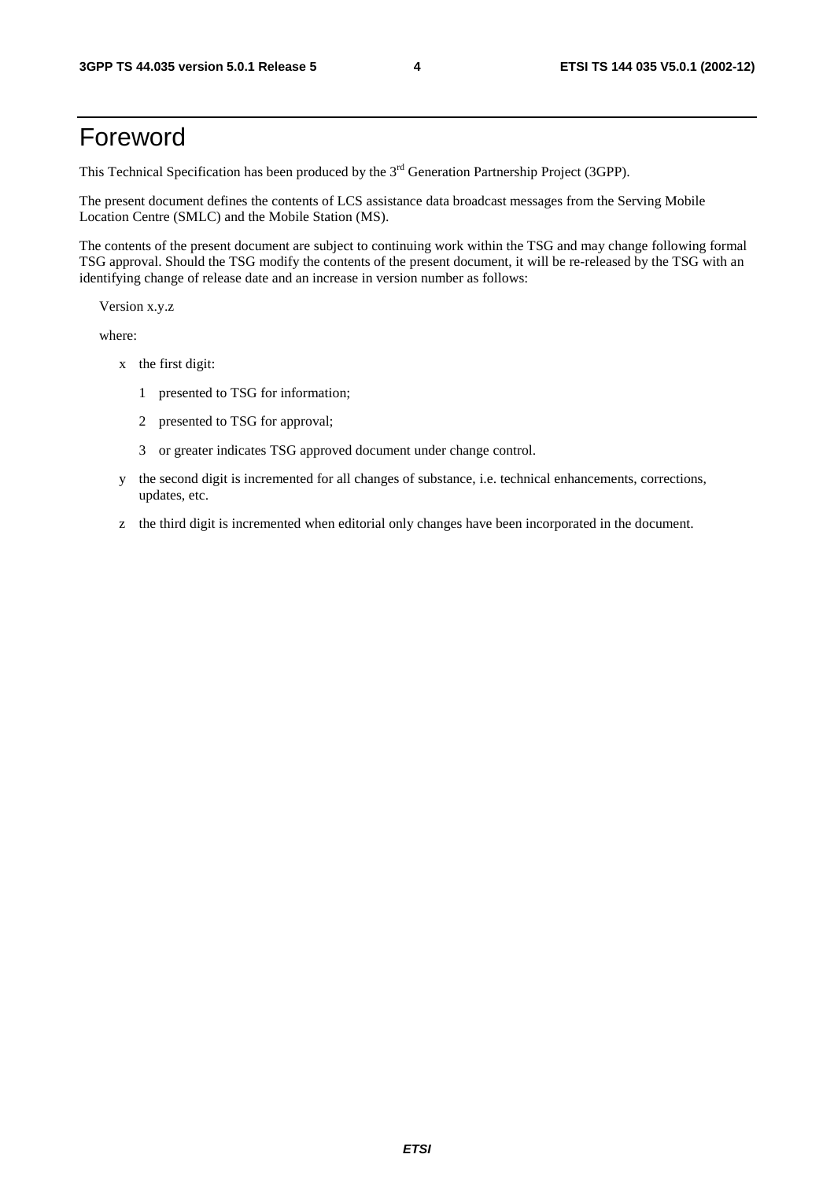# Foreword

This Technical Specification has been produced by the 3rd Generation Partnership Project (3GPP).

The present document defines the contents of LCS assistance data broadcast messages from the Serving Mobile Location Centre (SMLC) and the Mobile Station (MS).

The contents of the present document are subject to continuing work within the TSG and may change following formal TSG approval. Should the TSG modify the contents of the present document, it will be re-released by the TSG with an identifying change of release date and an increase in version number as follows:

Version x.y.z

where:

- x the first digit:
  - 1 presented to TSG for information;
  - 2 presented to TSG for approval;
  - 3 or greater indicates TSG approved document under change control.
- y the second digit is incremented for all changes of substance, i.e. technical enhancements, corrections, updates, etc.
- z the third digit is incremented when editorial only changes have been incorporated in the document.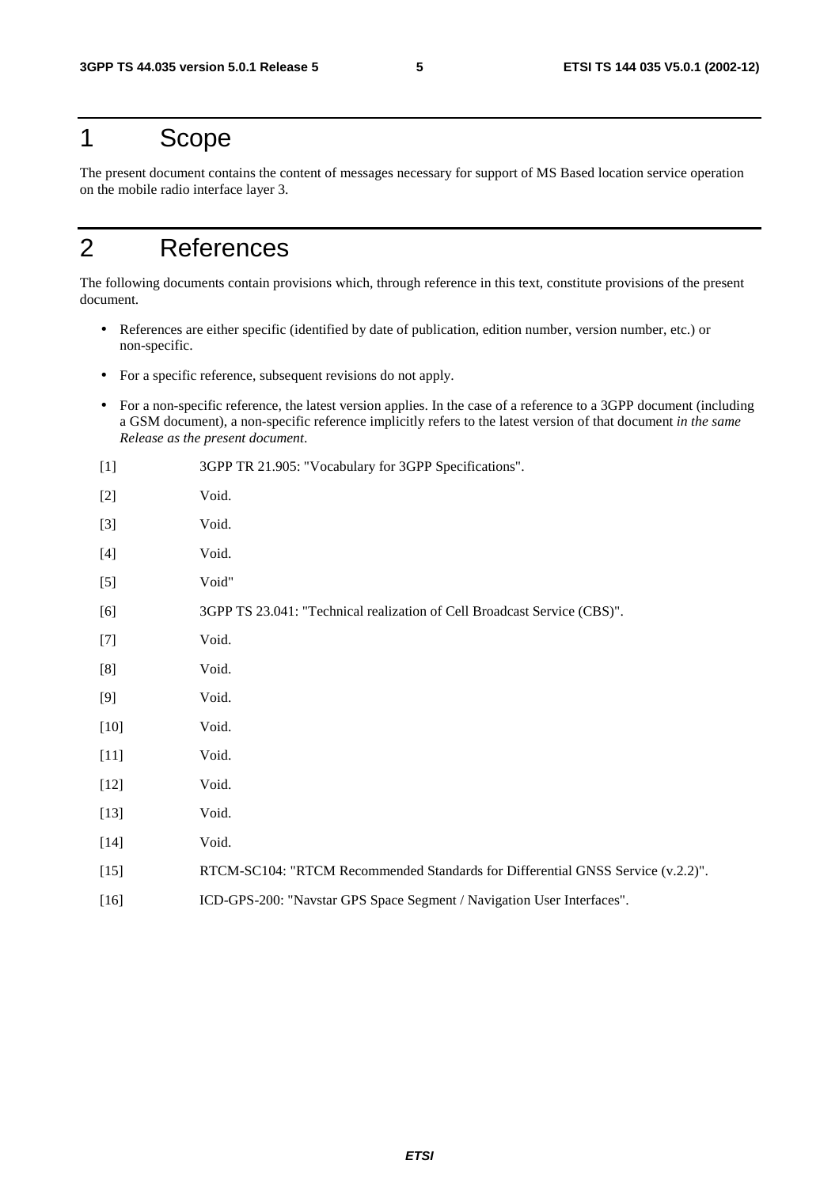# 1 Scope

The present document contains the content of messages necessary for support of MS Based location service operation on the mobile radio interface layer 3.

# 2 References

The following documents contain provisions which, through reference in this text, constitute provisions of the present document.

- References are either specific (identified by date of publication, edition number, version number, etc.) or non-specific.
- For a specific reference, subsequent revisions do not apply.
- For a non-specific reference, the latest version applies. In the case of a reference to a 3GPP document (including a GSM document), a non-specific reference implicitly refers to the latest version of that document *in the same Release as the present document*.

[1] 3GPP TR 21.905: "Vocabulary for 3GPP Specifications".

[2] Void.

[3] Void.

[4] Void.

[5] Void"

[6] 3GPP TS 23.041: "Technical realization of Cell Broadcast Service (CBS)".

[7] Void.

[8] Void.

[9] Void.

[10] Void.

[11] Void.

[12] Void.

[13] Void.

[14] Void.

[15] RTCM-SC104: "RTCM Recommended Standards for Differential GNSS Service (v.2.2)".

[16] ICD-GPS-200: "Navstar GPS Space Segment / Navigation User Interfaces".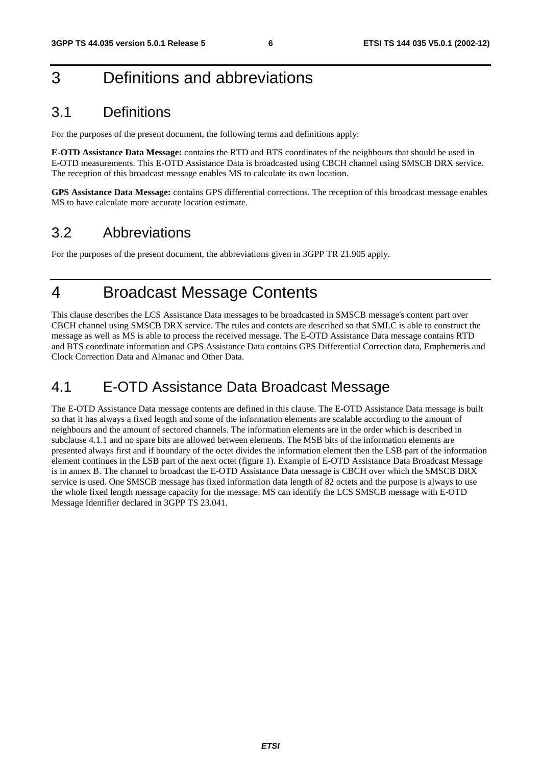# 3 Definitions and abbreviations

## 3.1 Definitions

For the purposes of the present document, the following terms and definitions apply:

**E-OTD Assistance Data Message:** contains the RTD and BTS coordinates of the neighbours that should be used in E-OTD measurements. This E-OTD Assistance Data is broadcasted using CBCH channel using SMSCB DRX service. The reception of this broadcast message enables MS to calculate its own location.

**GPS Assistance Data Message:** contains GPS differential corrections. The reception of this broadcast message enables MS to have calculate more accurate location estimate.

## 3.2 Abbreviations

For the purposes of the present document, the abbreviations given in 3GPP TR 21.905 apply.

# 4 Broadcast Message Contents

This clause describes the LCS Assistance Data messages to be broadcasted in SMSCB message's content part over CBCH channel using SMSCB DRX service. The rules and contets are described so that SMLC is able to construct the message as well as MS is able to process the received message. The E-OTD Assistance Data message contains RTD and BTS coordinate information and GPS Assistance Data contains GPS Differential Correction data, Emphemeris and Clock Correction Data and Almanac and Other Data.

## 4.1 E-OTD Assistance Data Broadcast Message

The E-OTD Assistance Data message contents are defined in this clause. The E-OTD Assistance Data message is built so that it has always a fixed length and some of the information elements are scalable according to the amount of neighbours and the amount of sectored channels. The information elements are in the order which is described in subclause 4.1.1 and no spare bits are allowed between elements. The MSB bits of the information elements are presented always first and if boundary of the octet divides the information element then the LSB part of the information element continues in the LSB part of the next octet (figure 1). Example of E-OTD Assistance Data Broadcast Message is in annex B. The channel to broadcast the E-OTD Assistance Data message is CBCH over which the SMSCB DRX service is used. One SMSCB message has fixed information data length of 82 octets and the purpose is always to use the whole fixed length message capacity for the message. MS can identify the LCS SMSCB message with E-OTD Message Identifier declared in 3GPP TS 23.041.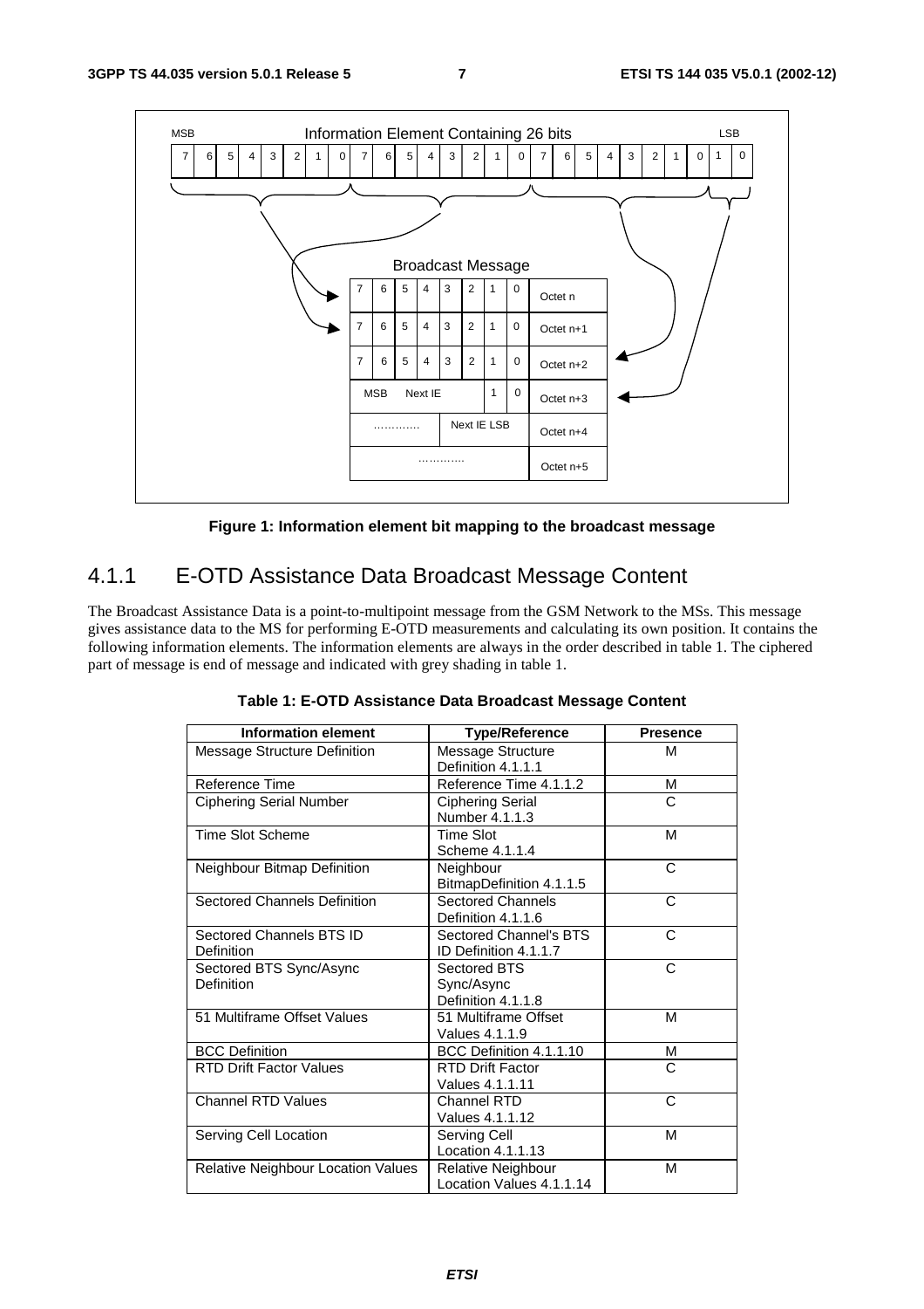Figure 1: Information element bit mapping to the broadcast message

### 4.1.1 E-OTD Assistance Data Broadcast Message Content

The Broadcast Assistance Data is a point-to-multipoint message from the GSM Network to the MSs. This message gives assistance data to the MS for performing E-OTD measurements and calculating its own position. It contains the following information elements. The information elements are always in the order described in table 1. The ciphered part of message is end of message and indicated with grey shading in table 1.

**Table 1: E-OTD Assistance Data Broadcast Message Content**

| Information element | Type/Reference | Presence |
|---|---|---|
| Message Structure Definition | Message Structure Definition 4.1.1.1 | M |
| Reference Time | Reference Time 4.1.1.2 | M |
| Ciphering Serial Number | Ciphering Serial Number 4.1.1.3 | C |
| Time Slot Scheme | Time Slot Scheme 4.1.1.4 | M |
| Neighbour Bitmap Definition | Neighbour BitmapDefinition 4.1.1.5 | C |
| Sectored Channels Definition | Sectored Channels Definition 4.1.1.6 | C |
| Sectored Channels BTS ID Definition | Sectored Channel's BTS ID Definition 4.1.1.7 | C |
| Sectored BTS Sync/Async Definition | Sectored BTS Sync/Async Definition 4.1.1.8 | C |
| 51 Multiframe Offset Values | 51 Multiframe Offset Values 4.1.1.9 | M |
| BCC Definition | BCC Definition 4.1.1.10 | M |
| RTD Drift Factor Values | RTD Drift Factor Values 4.1.1.11 | C |
| Channel RTD Values | Channel RTD Values 4.1.1.12 | C |
| Serving Cell Location | Serving Cell Location 4.1.1.13 | M |
| Relative Neighbour Location Values | Relative Neighbour Location Values 4.1.1.14 | M |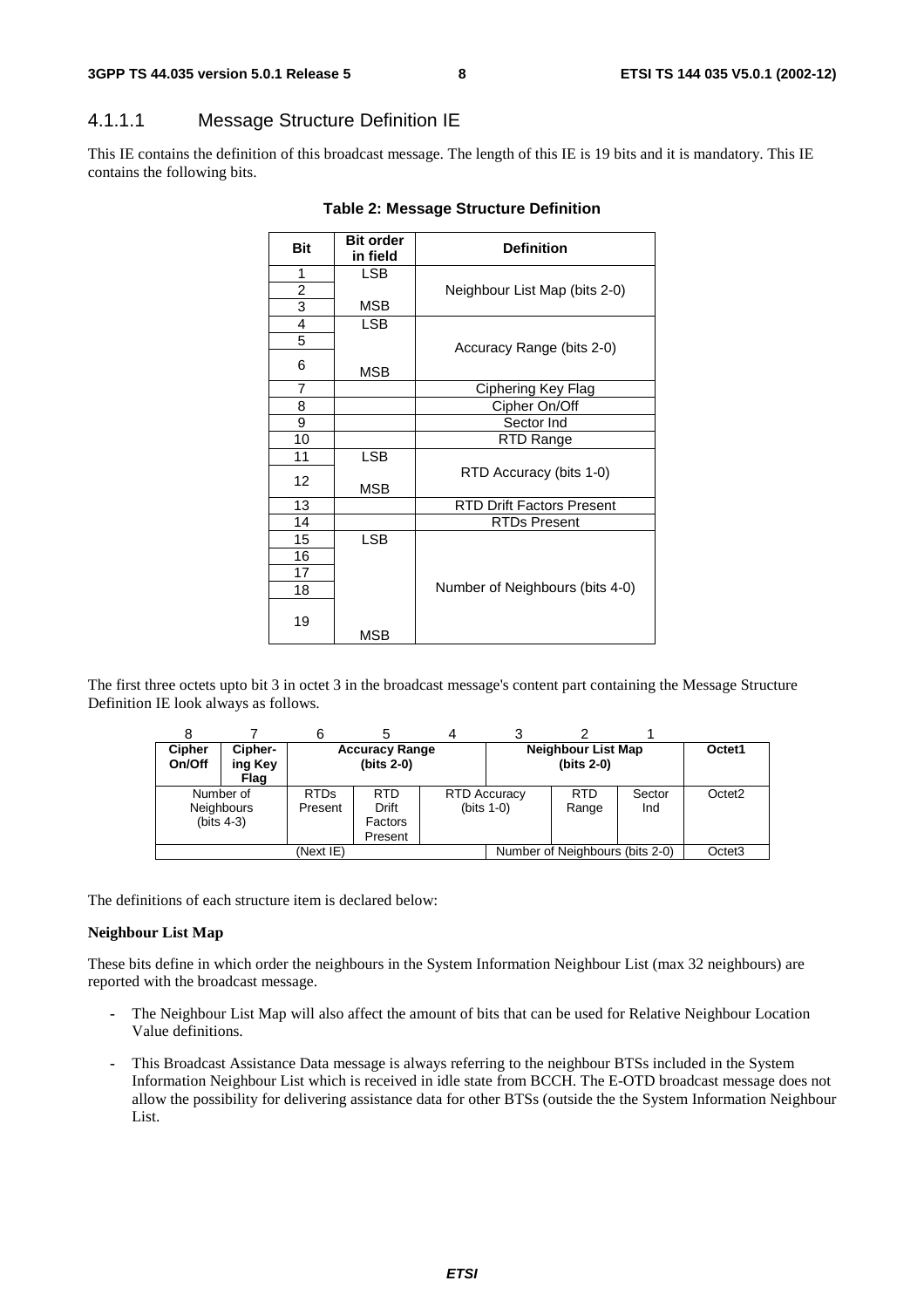### 4.1.1.1 Message Structure Definition IE

This IE contains the definition of this broadcast message. The length of this IE is 19 bits and it is mandatory. This IE contains the following bits.

**Table 2: Message Structure Definition**

| Bit | Bit order in field | Definition |
|---|---|---|
| 1 | LSB | Neighbour List Map (bits 2-0) |
| 2 | | |
| 3 | MSB | |
| 4 | LSB | Accuracy Range (bits 2-0) |
| 5 | | |
| 6 | MSB | |
| 7 | | Ciphering Key Flag |
| 8 | | Cipher On/Off |
| 9 | | Sector Ind |
| 10 | | RTD Range |
| 11 | LSB | RTD Accuracy (bits 1-0) |
| 12 | MSB | |
| 13 | | RTD Drift Factors Present |
| 14 | | RTDs Present |
| 15 | LSB | Number of Neighbours (bits 4-0) |
| 16 | | |
| 17 | | |
| 18 | | |
| 19 | MSB | |

The first three octets upto bit 3 in octet 3 in the broadcast message's content part containing the Message Structure Definition IE look always as follows.

| 8 | 7 | 6 | 5 | 4 | 3 | 2 | 1 | |
|---|---|---|---|---|---|---|---|---|
| **Cipher On/Off** | **Cipher-ing Key Flag** | **Accuracy Range (bits 2-0)** | | | **Neighbour List Map (bits 2-0)** | | | **Octet1** |
| Number of Neighbours (bits 4-3) | | RTDs Present | RTD Drift Factors Present | RTD Accuracy (bits 1-0) | | RTD Range | Sector Ind | Octet2 |
| (Next IE) | | | | | Number of Neighbours (bits 2-0) | | | Octet3 |

The definitions of each structure item is declared below:

**Neighbour List Map**

These bits define in which order the neighbours in the System Information Neighbour List (max 32 neighbours) are reported with the broadcast message.

- The Neighbour List Map will also affect the amount of bits that can be used for Relative Neighbour Location Value definitions.
- This Broadcast Assistance Data message is always referring to the neighbour BTSs included in the System Information Neighbour List which is received in idle state from BCCH. The E-OTD broadcast message does not allow the possibility for delivering assistance data for other BTSs (outside the the System Information Neighbour List.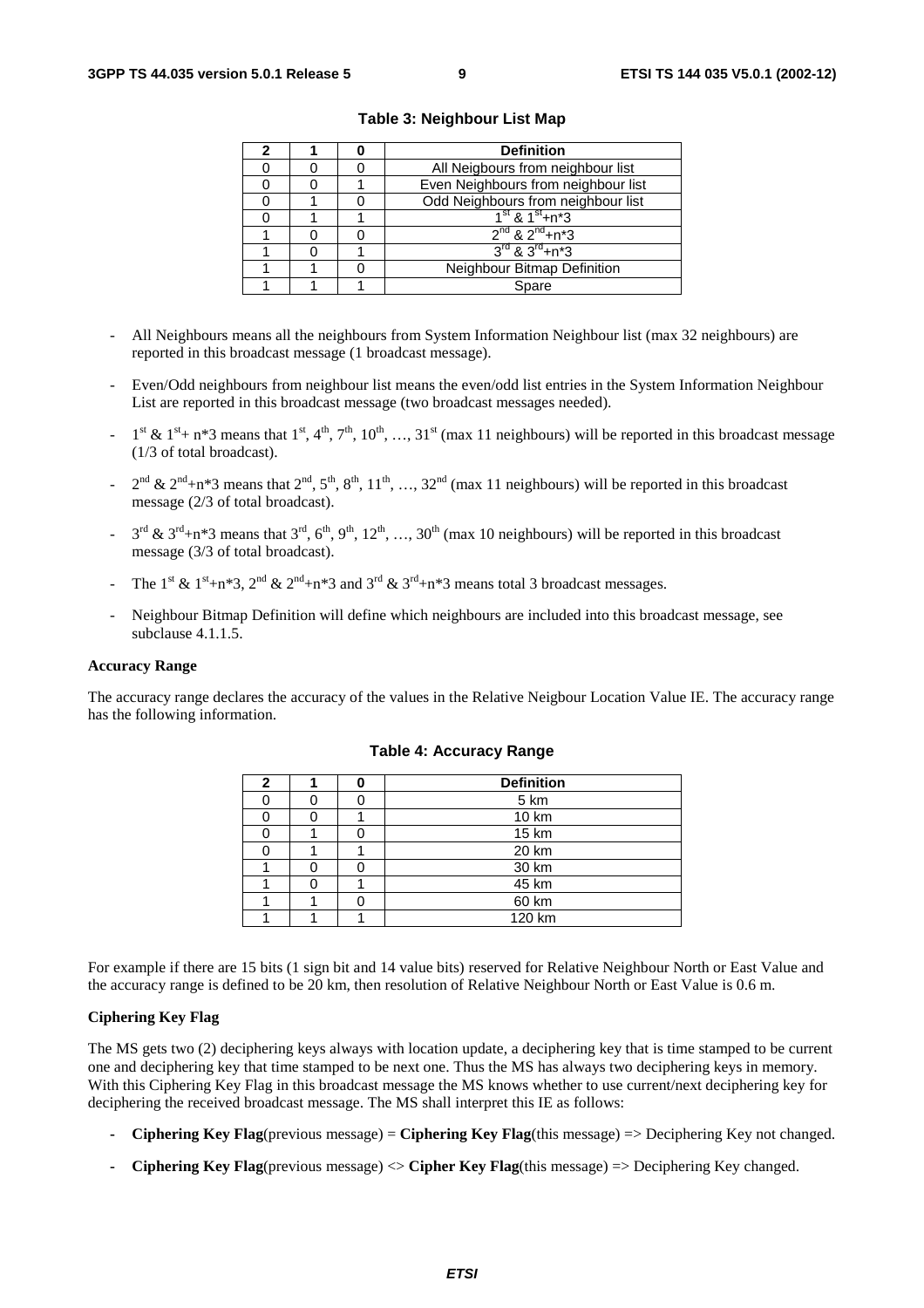**Table 3: Neighbour List Map**

| 2 | 1 | 0 | Definition |
|---|---|---|---|
| 0 | 0 | 0 | All Neigbours from neighbour list |
| 0 | 0 | 1 | Even Neighbours from neighbour list |
| 0 | 1 | 0 | Odd Neighbours from neighbour list |
| 0 | 1 | 1 | $1^{st}$ & $1^{st}$+n*3 |
| 1 | 0 | 0 | $2^{nd}$ & $2^{nd}$+n*3 |
| 1 | 0 | 1 | $3^{rd}$ & $3^{rd}$+n*3 |
| 1 | 1 | 0 | Neighbour Bitmap Definition |
| 1 | 1 | 1 | Spare |

- All Neighbours means all the neighbours from System Information Neighbour list (max 32 neighbours) are reported in this broadcast message (1 broadcast message).
- Even/Odd neighbours from neighbour list means the even/odd list entries in the System Information Neighbour List are reported in this broadcast message (two broadcast messages needed).
- $1^{st}$ & $1^{st}$+ n*3 means that $1^{st}$, $4^{th}$, $7^{th}$, $10^{th}$, …, $31^{st}$ (max 11 neighbours) will be reported in this broadcast message (1/3 of total broadcast).
- $2^{nd}$ & $2^{nd}$+n*3 means that $2^{nd}$, $5^{th}$, $8^{th}$, $11^{th}$, …, $32^{nd}$ (max 11 neighbours) will be reported in this broadcast message (2/3 of total broadcast).
- $3^{rd}$ & $3^{rd}$+n*3 means that $3^{rd}$, $6^{th}$, $9^{th}$, $12^{th}$, …, $30^{th}$ (max 10 neighbours) will be reported in this broadcast message (3/3 of total broadcast).
- The $1^{st}$ & $1^{st}$+n*3, $2^{nd}$ & $2^{nd}$+n*3 and $3^{rd}$ & $3^{rd}$+n*3 means total 3 broadcast messages.
- Neighbour Bitmap Definition will define which neighbours are included into this broadcast message, see subclause 4.1.1.5.

**Accuracy Range**

The accuracy range declares the accuracy of the values in the Relative Neigbour Location Value IE. The accuracy range has the following information.

**Table 4: Accuracy Range**

| 2 | 1 | 0 | Definition |
|---|---|---|---|
| 0 | 0 | 0 | 5 km |
| 0 | 0 | 1 | 10 km |
| 0 | 1 | 0 | 15 km |
| 0 | 1 | 1 | 20 km |
| 1 | 0 | 0 | 30 km |
| 1 | 0 | 1 | 45 km |
| 1 | 1 | 0 | 60 km |
| 1 | 1 | 1 | 120 km |

For example if there are 15 bits (1 sign bit and 14 value bits) reserved for Relative Neighbour North or East Value and the accuracy range is defined to be 20 km, then resolution of Relative Neighbour North or East Value is 0.6 m.

**Ciphering Key Flag**

The MS gets two (2) deciphering keys always with location update, a deciphering key that is time stamped to be current one and deciphering key that time stamped to be next one. Thus the MS has always two deciphering keys in memory. With this Ciphering Key Flag in this broadcast message the MS knows whether to use current/next deciphering key for deciphering the received broadcast message. The MS shall interpret this IE as follows:

- **Ciphering Key Flag**(previous message) = **Ciphering Key Flag**(this message) => Deciphering Key not changed.
- **Ciphering Key Flag**(previous message) <> **Cipher Key Flag**(this message) => Deciphering Key changed.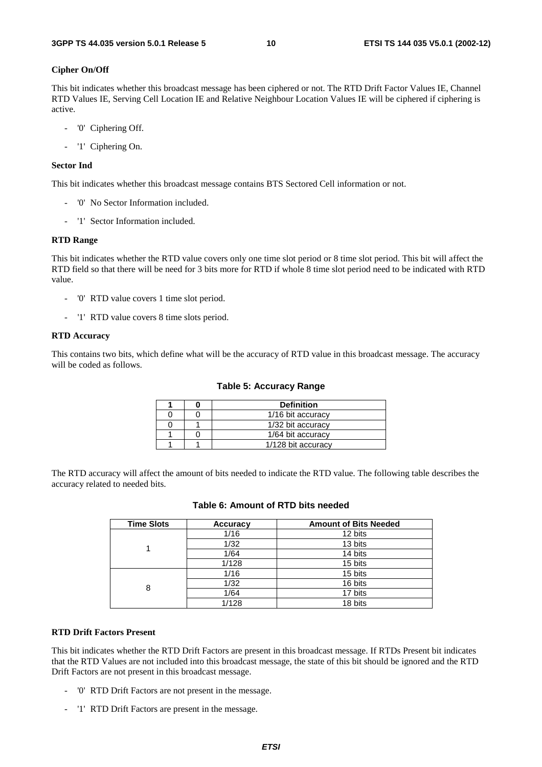**Cipher On/Off**

This bit indicates whether this broadcast message has been ciphered or not. The RTD Drift Factor Values IE, Channel RTD Values IE, Serving Cell Location IE and Relative Neighbour Location Values IE will be ciphered if ciphering is active.

- '0' Ciphering Off.
- '1' Ciphering On.

**Sector Ind**

This bit indicates whether this broadcast message contains BTS Sectored Cell information or not.

- '0' No Sector Information included.
- '1' Sector Information included.

**RTD Range**

This bit indicates whether the RTD value covers only one time slot period or 8 time slot period. This bit will affect the RTD field so that there will be need for 3 bits more for RTD if whole 8 time slot period need to be indicated with RTD value.

- '0' RTD value covers 1 time slot period.
- '1' RTD value covers 8 time slots period.

**RTD Accuracy**

This contains two bits, which define what will be the accuracy of RTD value in this broadcast message. The accuracy will be coded as follows.

**Table 5: Accuracy Range**

| 1 | 0 | Definition |
|---|---|---|
| 0 | 0 | 1/16 bit accuracy |
| 0 | 1 | 1/32 bit accuracy |
| 1 | 0 | 1/64 bit accuracy |
| 1 | 1 | 1/128 bit accuracy |

The RTD accuracy will affect the amount of bits needed to indicate the RTD value. The following table describes the accuracy related to needed bits.

**Table 6: Amount of RTD bits needed**

| Time Slots | Accuracy | Amount of Bits Needed |
|---|---|---|
| 1 | 1/16 | 12 bits |
| | 1/32 | 13 bits |
| | 1/64 | 14 bits |
| | 1/128 | 15 bits |
| 8 | 1/16 | 15 bits |
| | 1/32 | 16 bits |
| | 1/64 | 17 bits |
| | 1/128 | 18 bits |

**RTD Drift Factors Present**

This bit indicates whether the RTD Drift Factors are present in this broadcast message. If RTDs Present bit indicates that the RTD Values are not included into this broadcast message, the state of this bit should be ignored and the RTD Drift Factors are not present in this broadcast message.

- '0' RTD Drift Factors are not present in the message.
- '1' RTD Drift Factors are present in the message.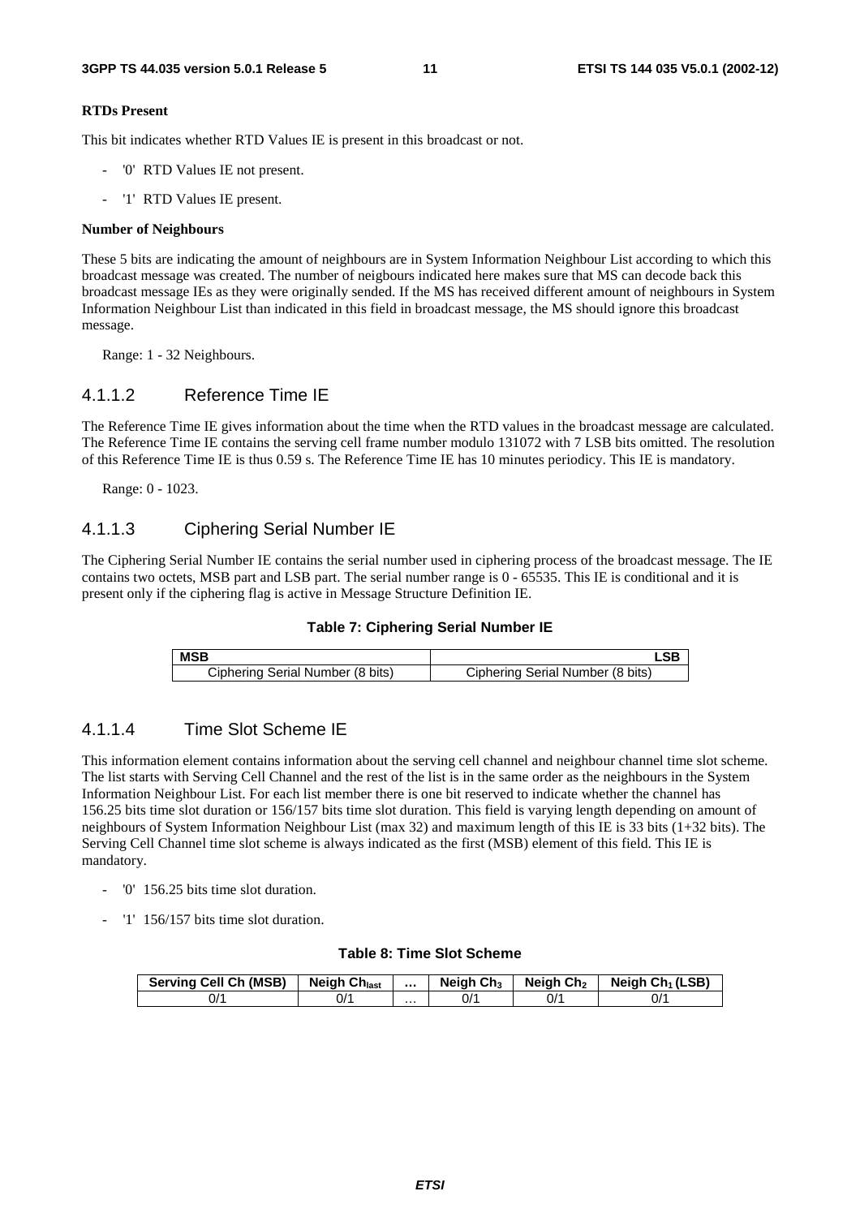**RTDs Present**

This bit indicates whether RTD Values IE is present in this broadcast or not.

- '0' RTD Values IE not present.
- '1' RTD Values IE present.

**Number of Neighbours**

These 5 bits are indicating the amount of neighbours are in System Information Neighbour List according to which this broadcast message was created. The number of neigbours indicated here makes sure that MS can decode back this broadcast message IEs as they were originally sended. If the MS has received different amount of neighbours in System Information Neighbour List than indicated in this field in broadcast message, the MS should ignore this broadcast message.

Range: 1 - 32 Neighbours.

### 4.1.1.2 Reference Time IE

The Reference Time IE gives information about the time when the RTD values in the broadcast message are calculated. The Reference Time IE contains the serving cell frame number modulo 131072 with 7 LSB bits omitted. The resolution of this Reference Time IE is thus 0.59 s. The Reference Time IE has 10 minutes periodicy. This IE is mandatory.

Range: 0 - 1023.

### 4.1.1.3 Ciphering Serial Number IE

The Ciphering Serial Number IE contains the serial number used in ciphering process of the broadcast message. The IE contains two octets, MSB part and LSB part. The serial number range is 0 - 65535. This IE is conditional and it is present only if the ciphering flag is active in Message Structure Definition IE.

**Table 7: Ciphering Serial Number IE**

| MSB | LSB |
|---|---|
| Ciphering Serial Number (8 bits) | Ciphering Serial Number (8 bits) |

### 4.1.1.4 Time Slot Scheme IE

This information element contains information about the serving cell channel and neighbour channel time slot scheme. The list starts with Serving Cell Channel and the rest of the list is in the same order as the neighbours in the System Information Neighbour List. For each list member there is one bit reserved to indicate whether the channel has 156.25 bits time slot duration or 156/157 bits time slot duration. This field is varying length depending on amount of neighbours of System Information Neighbour List (max 32) and maximum length of this IE is 33 bits (1+32 bits). The Serving Cell Channel time slot scheme is always indicated as the first (MSB) element of this field. This IE is mandatory.

- '0' 156.25 bits time slot duration.
- '1' 156/157 bits time slot duration.

**Table 8: Time Slot Scheme**

| Serving Cell Ch (MSB) | Neigh $Ch_{last}$ | … | Neigh $Ch_3$ | Neigh $Ch_2$ | Neigh $Ch_1$ (LSB) |
|---|---|---|---|---|---|
| 0/1 | 0/1 | … | 0/1 | 0/1 | 0/1 |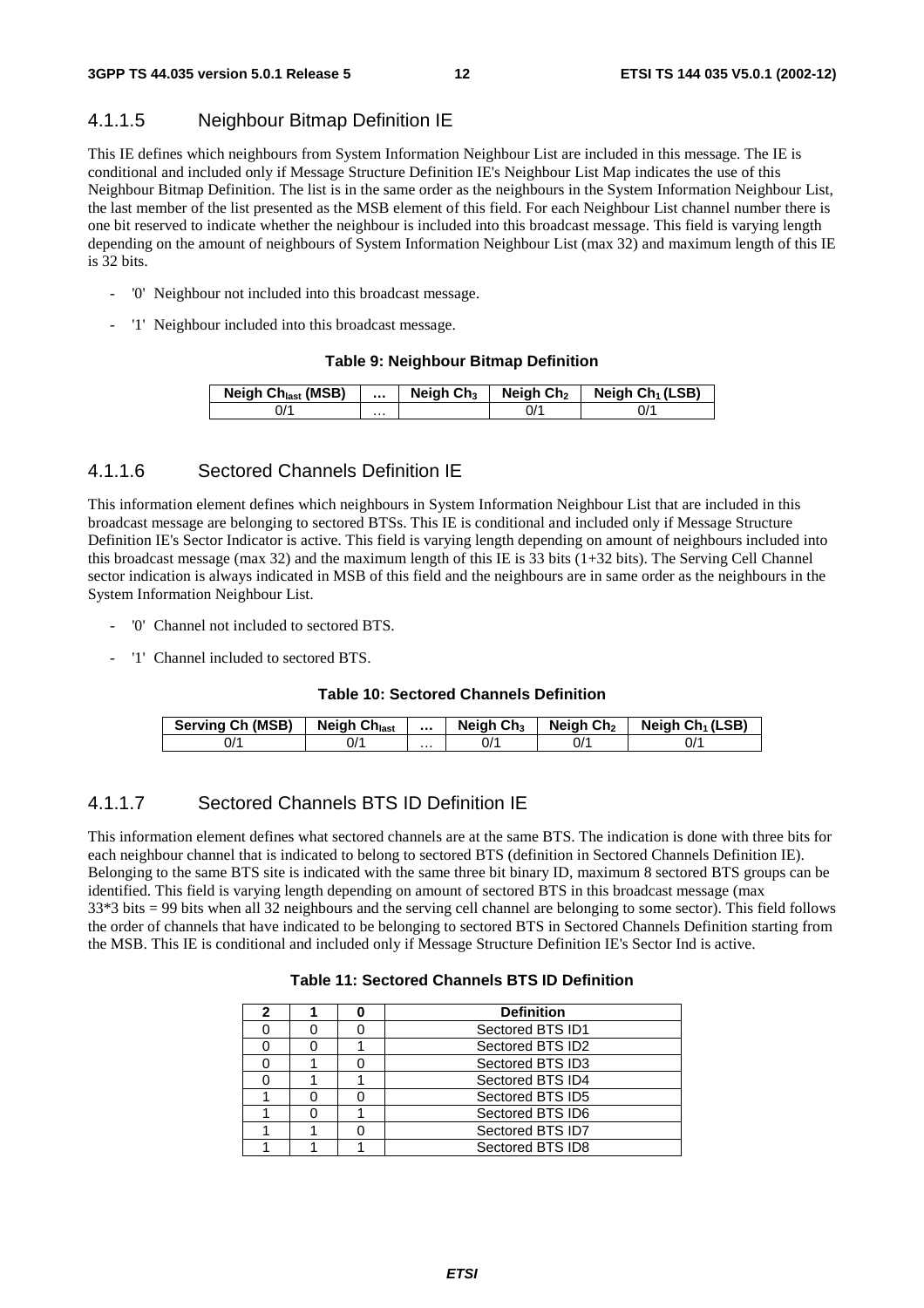### 4.1.1.5 Neighbour Bitmap Definition IE

This IE defines which neighbours from System Information Neighbour List are included in this message. The IE is conditional and included only if Message Structure Definition IE's Neighbour List Map indicates the use of this Neighbour Bitmap Definition. The list is in the same order as the neighbours in the System Information Neighbour List, the last member of the list presented as the MSB element of this field. For each Neighbour List channel number there is one bit reserved to indicate whether the neighbour is included into this broadcast message. This field is varying length depending on the amount of neighbours of System Information Neighbour List (max 32) and maximum length of this IE is 32 bits.

- '0' Neighbour not included into this broadcast message.
- '1' Neighbour included into this broadcast message.

**Table 9: Neighbour Bitmap Definition**

| Neigh $Ch_{last}$ (MSB) | … | Neigh $Ch_3$ | Neigh $Ch_2$ | Neigh $Ch_1$ (LSB) |
|---|---|---|---|---|
| 0/1 | … | | 0/1 | 0/1 |

### 4.1.1.6 Sectored Channels Definition IE

This information element defines which neighbours in System Information Neighbour List that are included in this broadcast message are belonging to sectored BTSs. This IE is conditional and included only if Message Structure Definition IE's Sector Indicator is active. This field is varying length depending on amount of neighbours included into this broadcast message (max 32) and the maximum length of this IE is 33 bits (1+32 bits). The Serving Cell Channel sector indication is always indicated in MSB of this field and the neighbours are in same order as the neighbours in the System Information Neighbour List.

- '0' Channel not included to sectored BTS.
- '1' Channel included to sectored BTS.

**Table 10: Sectored Channels Definition**

| Serving Ch (MSB) | Neigh $Ch_{last}$ | … | Neigh $Ch_3$ | Neigh $Ch_2$ | Neigh $Ch_1$ (LSB) |
|---|---|---|---|---|---|
| 0/1 | 0/1 | … | 0/1 | 0/1 | 0/1 |

### 4.1.1.7 Sectored Channels BTS ID Definition IE

This information element defines what sectored channels are at the same BTS. The indication is done with three bits for each neighbour channel that is indicated to belong to sectored BTS (definition in Sectored Channels Definition IE). Belonging to the same BTS site is indicated with the same three bit binary ID, maximum 8 sectored BTS groups can be identified. This field is varying length depending on amount of sectored BTS in this broadcast message (max 33*3 bits = 99 bits when all 32 neighbours and the serving cell channel are belonging to some sector). This field follows the order of channels that have indicated to be belonging to sectored BTS in Sectored Channels Definition starting from the MSB. This IE is conditional and included only if Message Structure Definition IE's Sector Ind is active.

**Table 11: Sectored Channels BTS ID Definition**

| 2 | 1 | 0 | Definition |
|---|---|---|---|
| 0 | 0 | 0 | Sectored BTS ID1 |
| 0 | 0 | 1 | Sectored BTS ID2 |
| 0 | 1 | 0 | Sectored BTS ID3 |
| 0 | 1 | 1 | Sectored BTS ID4 |
| 1 | 0 | 0 | Sectored BTS ID5 |
| 1 | 0 | 1 | Sectored BTS ID6 |
| 1 | 1 | 0 | Sectored BTS ID7 |
| 1 | 1 | 1 | Sectored BTS ID8 |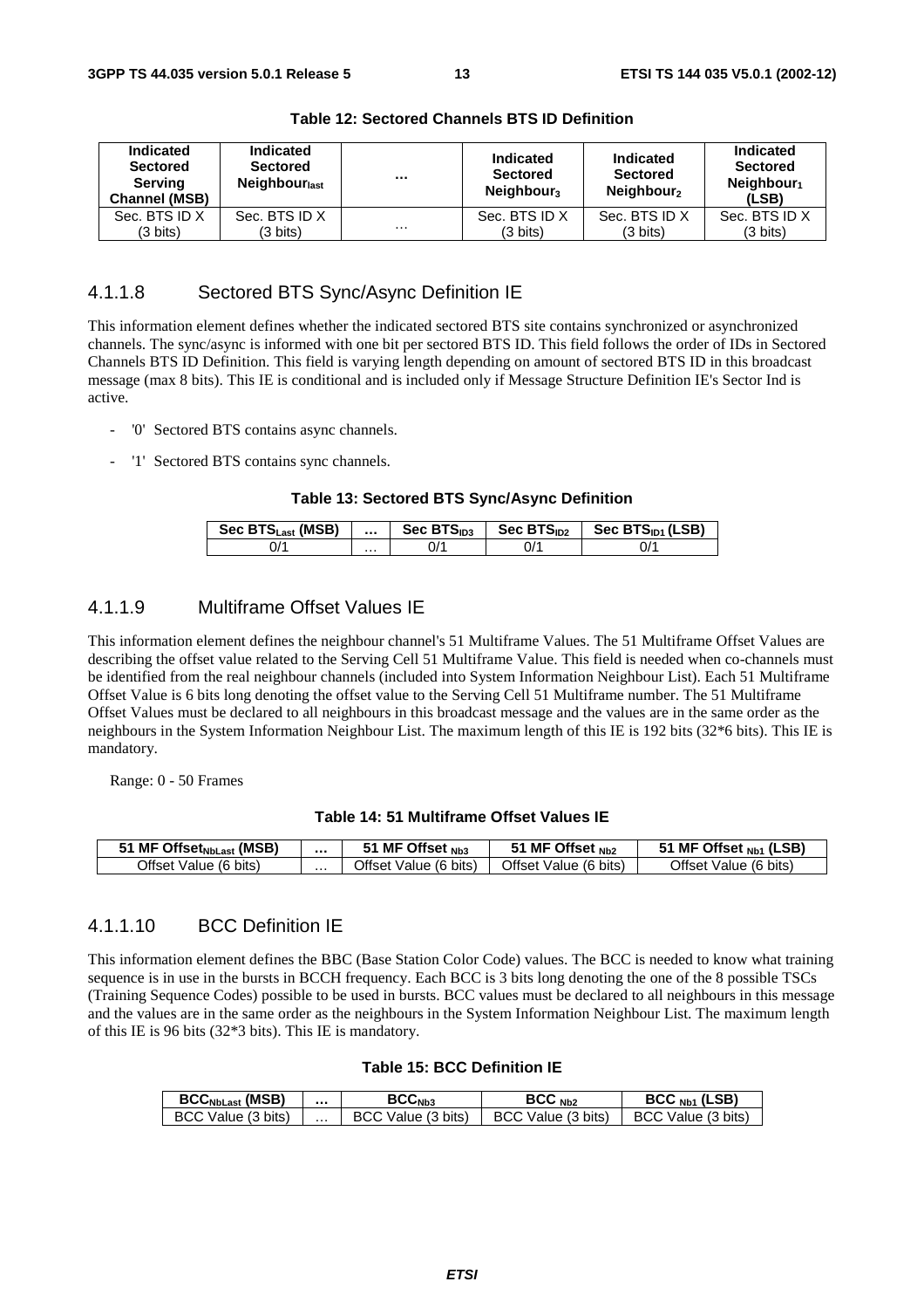**Table 12: Sectored Channels BTS ID Definition**

| Indicated Sectored Serving Channel (MSB) | Indicated Sectored $Neighbour_{last}$ | ... | Indicated Sectored $Neighbour_3$ | Indicated Sectored $Neighbour_2$ | Indicated Sectored $Neighbour_1$ (LSB) |
|---|---|---|---|---|---|
| Sec. BTS ID X (3 bits) | Sec. BTS ID X (3 bits) | ... | Sec. BTS ID X (3 bits) | Sec. BTS ID X (3 bits) | Sec. BTS ID X (3 bits) |

### 4.1.1.8 Sectored BTS Sync/Async Definition IE

This information element defines whether the indicated sectored BTS site contains synchronized or asynchronized channels. The sync/async is informed with one bit per sectored BTS ID. This field follows the order of IDs in Sectored Channels BTS ID Definition. This field is varying length depending on amount of sectored BTS ID in this broadcast message (max 8 bits). This IE is conditional and is included only if Message Structure Definition IE's Sector Ind is active.

- '0' Sectored BTS contains async channels.
- '1' Sectored BTS contains sync channels.

**Table 13: Sectored BTS Sync/Async Definition**

| Sec $BTS_{Last}$ (MSB) | ... | Sec $BTS_{ID3}$ | Sec $BTS_{ID2}$ | Sec $BTS_{ID1}$ (LSB) |
|---|---|---|---|---|
| 0/1 | ... | 0/1 | 0/1 | 0/1 |

### 4.1.1.9 Multiframe Offset Values IE

This information element defines the neighbour channel's 51 Multiframe Values. The 51 Multiframe Offset Values are describing the offset value related to the Serving Cell 51 Multiframe Value. This field is needed when co-channels must be identified from the real neighbour channels (included into System Information Neighbour List). Each 51 Multiframe Offset Value is 6 bits long denoting the offset value to the Serving Cell 51 Multiframe number. The 51 Multiframe Offset Values must be declared to all neighbours in this broadcast message and the values are in the same order as the neighbours in the System Information Neighbour List. The maximum length of this IE is 192 bits (32*6 bits). This IE is mandatory.

Range: 0 - 50 Frames

**Table 14: 51 Multiframe Offset Values IE**

| 51 MF $Offset_{NbLast}$ (MSB) | ... | 51 MF Offset $_{Nb3}$ | 51 MF Offset $_{Nb2}$ | 51 MF Offset $_{Nb1}$ (LSB) |
|---|---|---|---|---|
| Offset Value (6 bits) | ... | Offset Value (6 bits) | Offset Value (6 bits) | Offset Value (6 bits) |

### 4.1.1.10 BCC Definition IE

This information element defines the BBC (Base Station Color Code) values. The BCC is needed to know what training sequence is in use in the bursts in BCCH frequency. Each BCC is 3 bits long denoting the one of the 8 possible TSCs (Training Sequence Codes) possible to be used in bursts. BCC values must be declared to all neighbours in this message and the values are in the same order as the neighbours in the System Information Neighbour List. The maximum length of this IE is 96 bits (32*3 bits). This IE is mandatory.

**Table 15: BCC Definition IE**

| $BCC_{NbLast}$ (MSB) | ... | $BCC_{Nb3}$ | BCC $_{Nb2}$ | BCC $_{Nb1}$ (LSB) |
|---|---|---|---|---|
| BCC Value (3 bits) | ... | BCC Value (3 bits) | BCC Value (3 bits) | BCC Value (3 bits) |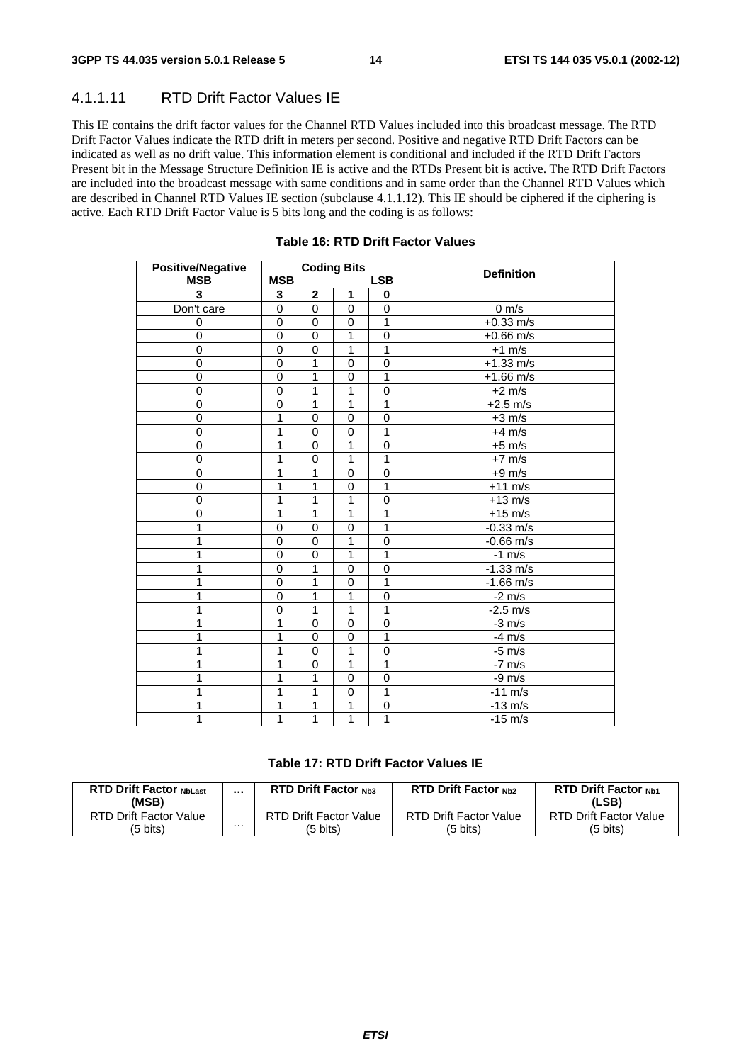#### 4.1.1.11 RTD Drift Factor Values IE

This IE contains the drift factor values for the Channel RTD Values included into this broadcast message. The RTD Drift Factor Values indicate the RTD drift in meters per second. Positive and negative RTD Drift Factors can be indicated as well as no drift value. This information element is conditional and included if the RTD Drift Factors Present bit in the Message Structure Definition IE is active and the RTDs Present bit is active. The RTD Drift Factors are included into the broadcast message with same conditions and in same order than the Channel RTD Values which are described in Channel RTD Values IE section (subclause 4.1.1.12). This IE should be ciphered if the ciphering is active. Each RTD Drift Factor Value is 5 bits long and the coding is as follows:

**Table 16: RTD Drift Factor Values**

| Positive/Negative MSB | Coding Bits MSB | | | LSB | Definition |
|---|---|---|---|---|---|
| **3** | **3** | **2** | **1** | **0** | |
| Don't care | 0 | 0 | 0 | 0 | 0 m/s |
| 0 | 0 | 0 | 0 | 1 | +0.33 m/s |
| 0 | 0 | 0 | 1 | 0 | +0.66 m/s |
| 0 | 0 | 0 | 1 | 1 | +1 m/s |
| 0 | 0 | 1 | 0 | 0 | +1.33 m/s |
| 0 | 0 | 1 | 0 | 1 | +1.66 m/s |
| 0 | 0 | 1 | 1 | 0 | +2 m/s |
| 0 | 0 | 1 | 1 | 1 | +2.5 m/s |
| 0 | 1 | 0 | 0 | 0 | +3 m/s |
| 0 | 1 | 0 | 0 | 1 | +4 m/s |
| 0 | 1 | 0 | 1 | 0 | +5 m/s |
| 0 | 1 | 0 | 1 | 1 | +7 m/s |
| 0 | 1 | 1 | 0 | 0 | +9 m/s |
| 0 | 1 | 1 | 0 | 1 | +11 m/s |
| 0 | 1 | 1 | 1 | 0 | +13 m/s |
| 0 | 1 | 1 | 1 | 1 | +15 m/s |
| 1 | 0 | 0 | 0 | 1 | -0.33 m/s |
| 1 | 0 | 0 | 1 | 0 | -0.66 m/s |
| 1 | 0 | 0 | 1 | 1 | -1 m/s |
| 1 | 0 | 1 | 0 | 0 | -1.33 m/s |
| 1 | 0 | 1 | 0 | 1 | -1.66 m/s |
| 1 | 0 | 1 | 1 | 0 | -2 m/s |
| 1 | 0 | 1 | 1 | 1 | -2.5 m/s |
| 1 | 1 | 0 | 0 | 0 | -3 m/s |
| 1 | 1 | 0 | 0 | 1 | -4 m/s |
| 1 | 1 | 0 | 1 | 0 | -5 m/s |
| 1 | 1 | 0 | 1 | 1 | -7 m/s |
| 1 | 1 | 1 | 0 | 0 | -9 m/s |
| 1 | 1 | 1 | 0 | 1 | -11 m/s |
| 1 | 1 | 1 | 1 | 0 | -13 m/s |
| 1 | 1 | 1 | 1 | 1 | -15 m/s |

**Table 17: RTD Drift Factor Values IE**

| RTD Drift Factor $_{NbLast}$ (MSB) | ... | RTD Drift Factor $_{Nb3}$ | RTD Drift Factor $_{Nb2}$ | RTD Drift Factor $_{Nb1}$ (LSB) |
|---|---|---|---|---|
| RTD Drift Factor Value (5 bits) | ... | RTD Drift Factor Value (5 bits) | RTD Drift Factor Value (5 bits) | RTD Drift Factor Value (5 bits) |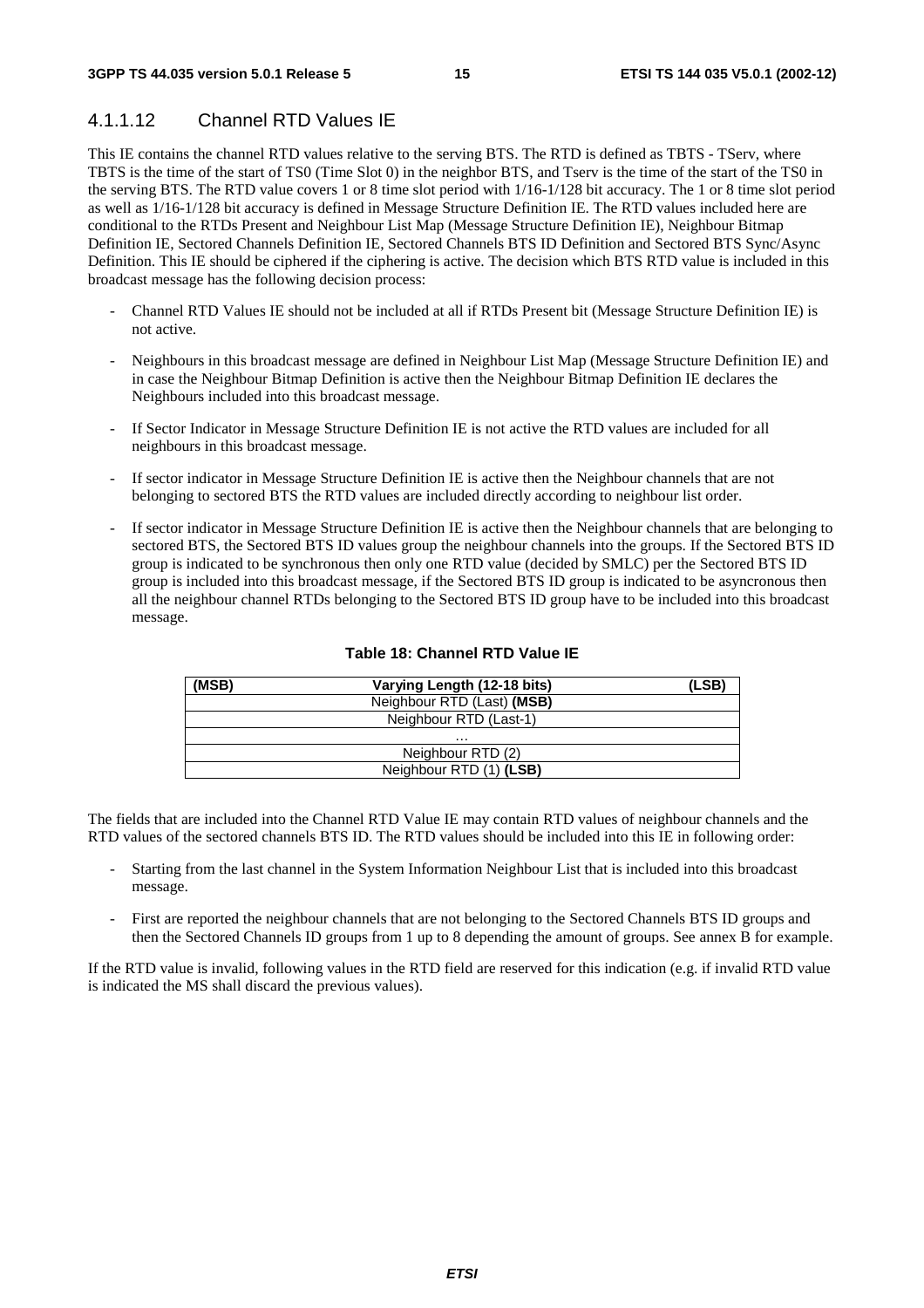#### 4.1.1.12 Channel RTD Values IE

This IE contains the channel RTD values relative to the serving BTS. The RTD is defined as TBTS - TServ, where TBTS is the time of the start of TS0 (Time Slot 0) in the neighbor BTS, and Tserv is the time of the start of the TS0 in the serving BTS. The RTD value covers 1 or 8 time slot period with 1/16-1/128 bit accuracy. The 1 or 8 time slot period as well as 1/16-1/128 bit accuracy is defined in Message Structure Definition IE. The RTD values included here are conditional to the RTDs Present and Neighbour List Map (Message Structure Definition IE), Neighbour Bitmap Definition IE, Sectored Channels Definition IE, Sectored Channels BTS ID Definition and Sectored BTS Sync/Async Definition. This IE should be ciphered if the ciphering is active. The decision which BTS RTD value is included in this broadcast message has the following decision process:

- Channel RTD Values IE should not be included at all if RTDs Present bit (Message Structure Definition IE) is not active.
- Neighbours in this broadcast message are defined in Neighbour List Map (Message Structure Definition IE) and in case the Neighbour Bitmap Definition is active then the Neighbour Bitmap Definition IE declares the Neighbours included into this broadcast message.
- If Sector Indicator in Message Structure Definition IE is not active the RTD values are included for all neighbours in this broadcast message.
- If sector indicator in Message Structure Definition IE is active then the Neighbour channels that are not belonging to sectored BTS the RTD values are included directly according to neighbour list order.
- If sector indicator in Message Structure Definition IE is active then the Neighbour channels that are belonging to sectored BTS, the Sectored BTS ID values group the neighbour channels into the groups. If the Sectored BTS ID group is indicated to be synchronous then only one RTD value (decided by SMLC) per the Sectored BTS ID group is included into this broadcast message, if the Sectored BTS ID group is indicated to be asyncronous then all the neighbour channel RTDs belonging to the Sectored BTS ID group have to be included into this broadcast message.

**Table 18: Channel RTD Value IE**

| (MSB) Varying Length (12-18 bits) (LSB) |
|---|
| Neighbour RTD (Last) **(MSB)** |
| Neighbour RTD (Last-1) |
| … |
| Neighbour RTD (2) |
| Neighbour RTD (1) **(LSB)** |

The fields that are included into the Channel RTD Value IE may contain RTD values of neighbour channels and the RTD values of the sectored channels BTS ID. The RTD values should be included into this IE in following order:

- Starting from the last channel in the System Information Neighbour List that is included into this broadcast message.
- First are reported the neighbour channels that are not belonging to the Sectored Channels BTS ID groups and then the Sectored Channels ID groups from 1 up to 8 depending the amount of groups. See annex B for example.

If the RTD value is invalid, following values in the RTD field are reserved for this indication (e.g. if invalid RTD value is indicated the MS shall discard the previous values).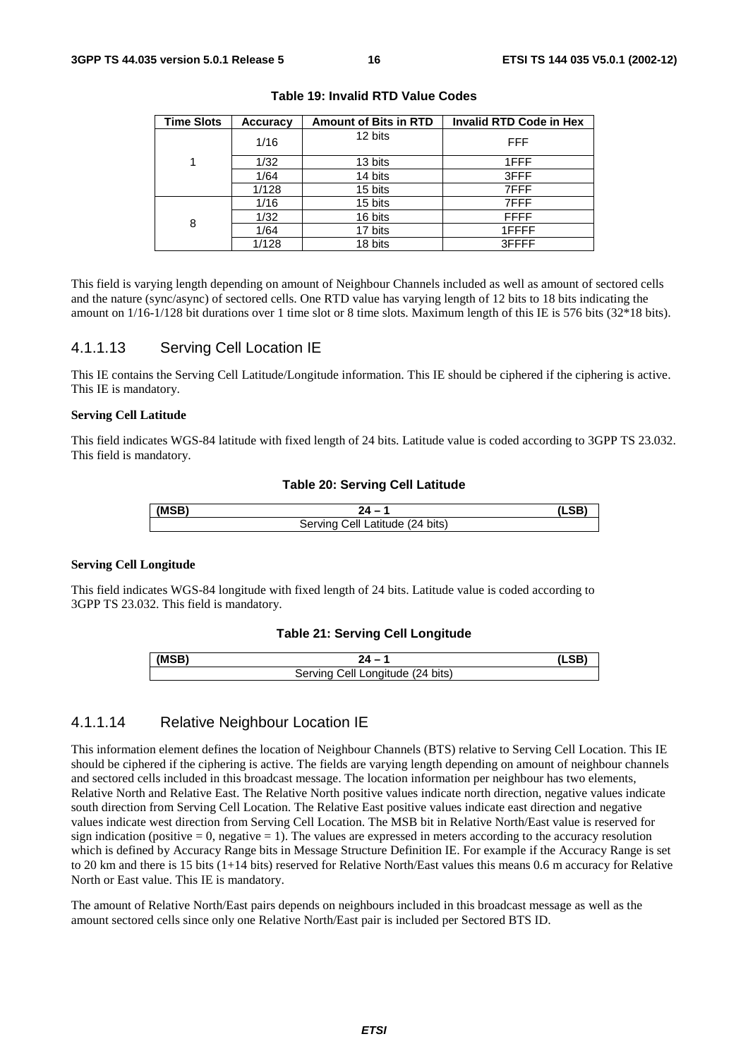**Table 19: Invalid RTD Value Codes**

| Time Slots | Accuracy | Amount of Bits in RTD | Invalid RTD Code in Hex |
|---|---|---|---|
| 1 | 1/16 | 12 bits | FFF |
| | 1/32 | 13 bits | 1FFF |
| | 1/64 | 14 bits | 3FFF |
| | 1/128 | 15 bits | 7FFF |
| 8 | 1/16 | 15 bits | 7FFF |
| | 1/32 | 16 bits | FFFF |
| | 1/64 | 17 bits | 1FFFF |
| | 1/128 | 18 bits | 3FFFF |

This field is varying length depending on amount of Neighbour Channels included as well as amount of sectored cells and the nature (sync/async) of sectored cells. One RTD value has varying length of 12 bits to 18 bits indicating the amount on 1/16-1/128 bit durations over 1 time slot or 8 time slots. Maximum length of this IE is 576 bits (32*18 bits).

### 4.1.1.13 Serving Cell Location IE

This IE contains the Serving Cell Latitude/Longitude information. This IE should be ciphered if the ciphering is active. This IE is mandatory.

**Serving Cell Latitude**

This field indicates WGS-84 latitude with fixed length of 24 bits. Latitude value is coded according to 3GPP TS 23.032. This field is mandatory.

**Table 20: Serving Cell Latitude**

| (MSB) | 24 – 1 | (LSB) |
|---|---|---|
| Serving Cell Latitude (24 bits) | | |

**Serving Cell Longitude**

This field indicates WGS-84 longitude with fixed length of 24 bits. Latitude value is coded according to 3GPP TS 23.032. This field is mandatory.

**Table 21: Serving Cell Longitude**

| (MSB) | 24 – 1 | (LSB) |
|---|---|---|
| Serving Cell Longitude (24 bits) | | |

### 4.1.1.14 Relative Neighbour Location IE

This information element defines the location of Neighbour Channels (BTS) relative to Serving Cell Location. This IE should be ciphered if the ciphering is active. The fields are varying length depending on amount of neighbour channels and sectored cells included in this broadcast message. The location information per neighbour has two elements, Relative North and Relative East. The Relative North positive values indicate north direction, negative values indicate south direction from Serving Cell Location. The Relative East positive values indicate east direction and negative values indicate west direction from Serving Cell Location. The MSB bit in Relative North/East value is reserved for sign indication (positive = 0, negative = 1). The values are expressed in meters according to the accuracy resolution which is defined by Accuracy Range bits in Message Structure Definition IE. For example if the Accuracy Range is set to 20 km and there is 15 bits (1+14 bits) reserved for Relative North/East values this means 0.6 m accuracy for Relative North or East value. This IE is mandatory.

The amount of Relative North/East pairs depends on neighbours included in this broadcast message as well as the amount sectored cells since only one Relative North/East pair is included per Sectored BTS ID.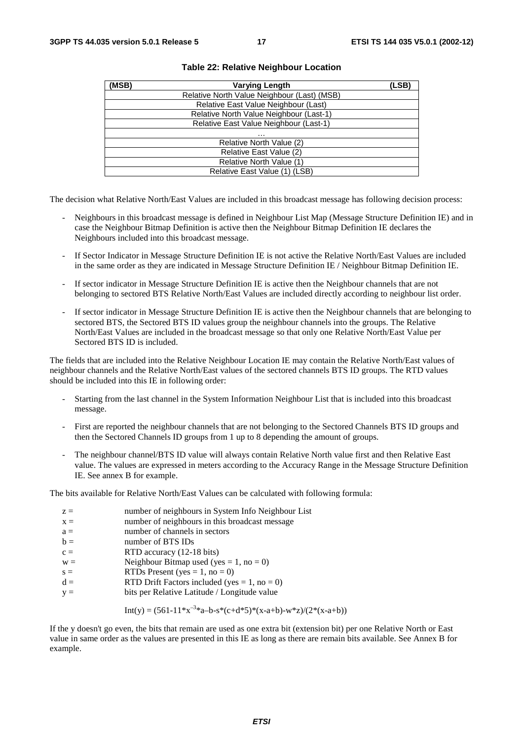**Table 22: Relative Neighbour Location**

| (MSB) | Varying Length | (LSB) |
|---|---|---|
| | Relative North Value Neighbour (Last) (MSB) | |
| | Relative East Value Neighbour (Last) | |
| | Relative North Value Neighbour (Last-1) | |
| | Relative East Value Neighbour (Last-1) | |
| | ... | |
| | Relative North Value (2) | |
| | Relative East Value (2) | |
| | Relative North Value (1) | |
| | Relative East Value (1) (LSB) | |

The decision what Relative North/East Values are included in this broadcast message has following decision process:

- Neighbours in this broadcast message is defined in Neighbour List Map (Message Structure Definition IE) and in case the Neighbour Bitmap Definition is active then the Neighbour Bitmap Definition IE declares the Neighbours included into this broadcast message.
- If Sector Indicator in Message Structure Definition IE is not active the Relative North/East Values are included in the same order as they are indicated in Message Structure Definition IE / Neighbour Bitmap Definition IE.
- If sector indicator in Message Structure Definition IE is active then the Neighbour channels that are not belonging to sectored BTS Relative North/East Values are included directly according to neighbour list order.
- If sector indicator in Message Structure Definition IE is active then the Neighbour channels that are belonging to sectored BTS, the Sectored BTS ID values group the neighbour channels into the groups. The Relative North/East Values are included in the broadcast message so that only one Relative North/East Value per Sectored BTS ID is included.

The fields that are included into the Relative Neighbour Location IE may contain the Relative North/East values of neighbour channels and the Relative North/East values of the sectored channels BTS ID groups. The RTD values should be included into this IE in following order:

- Starting from the last channel in the System Information Neighbour List that is included into this broadcast message.
- First are reported the neighbour channels that are not belonging to the Sectored Channels BTS ID groups and then the Sectored Channels ID groups from 1 up to 8 depending the amount of groups.
- The neighbour channel/BTS ID value will always contain Relative North value first and then Relative East value. The values are expressed in meters according to the Accuracy Range in the Message Structure Definition IE. See annex B for example.

The bits available for Relative North/East Values can be calculated with following formula:

- $z =$ number of neighbours in System Info Neighbour List
- $x =$ number of neighbours in this broadcast message
- $a =$ number of channels in sectors
- $b =$ number of BTS IDs
- $c =$ RTD accuracy (12-18 bits)
- $w =$ Neighbour Bitmap used (yes = 1, no = 0)
- $s =$ RTDs Present (yes = 1, no = 0)
- $d =$ RTD Drift Factors included (yes = 1, no = 0)
- $y =$ bits per Relative Latitude / Longitude value

$$\text{Int}(y) = (561-11*x^{-3}*a-b-s*(c+d*5)*(x-a+b)-w*z)/(2*(x-a+b))$$

If the y doesn't go even, the bits that remain are used as one extra bit (extension bit) per one Relative North or East value in same order as the values are presented in this IE as long as there are remain bits available. See Annex B for example.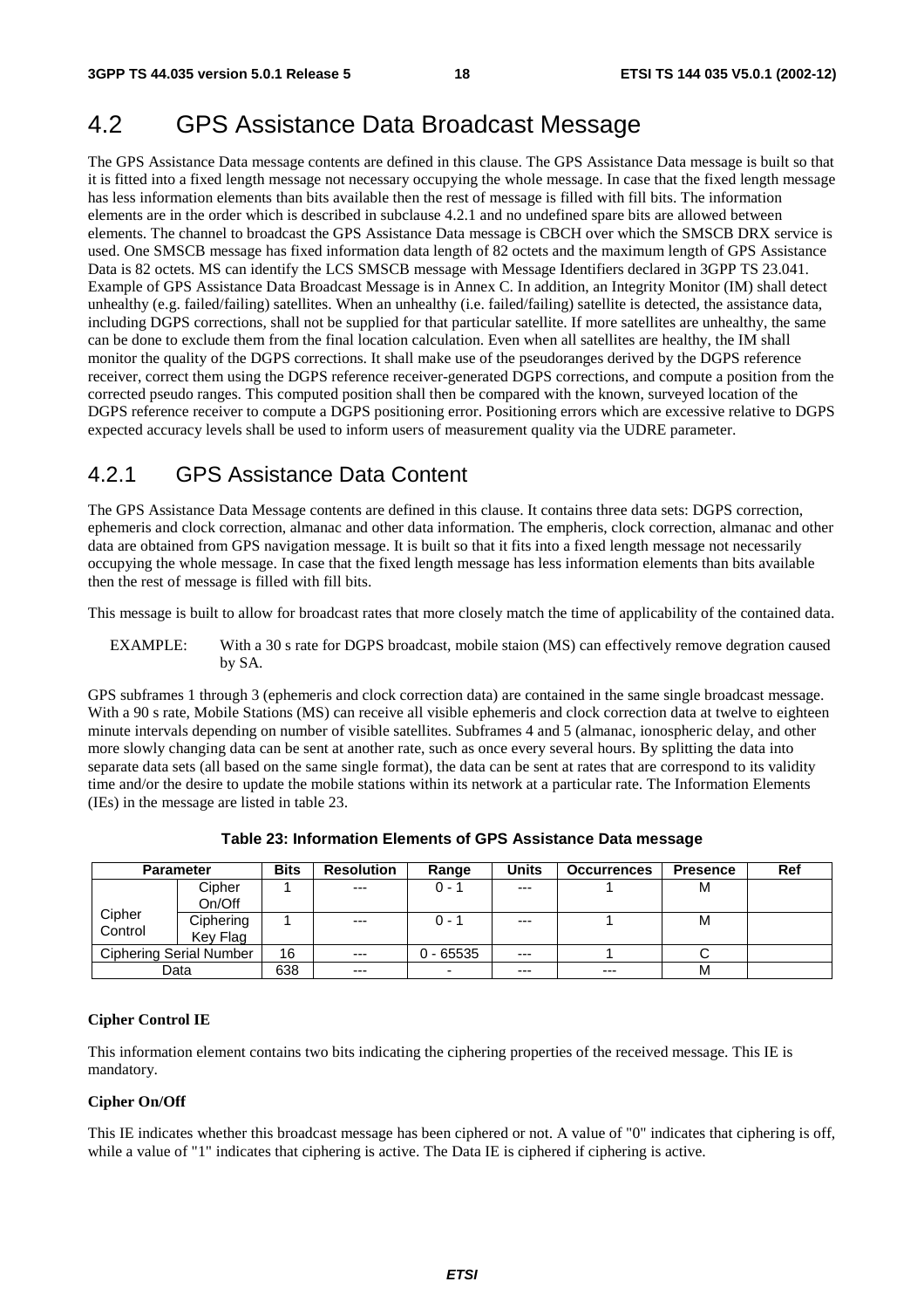## 4.2 GPS Assistance Data Broadcast Message

The GPS Assistance Data message contents are defined in this clause. The GPS Assistance Data message is built so that it is fitted into a fixed length message not necessary occupying the whole message. In case that the fixed length message has less information elements than bits available then the rest of message is filled with fill bits. The information elements are in the order which is described in subclause 4.2.1 and no undefined spare bits are allowed between elements. The channel to broadcast the GPS Assistance Data message is CBCH over which the SMSCB DRX service is used. One SMSCB message has fixed information data length of 82 octets and the maximum length of GPS Assistance Data is 82 octets. MS can identify the LCS SMSCB message with Message Identifiers declared in 3GPP TS 23.041. Example of GPS Assistance Data Broadcast Message is in Annex C. In addition, an Integrity Monitor (IM) shall detect unhealthy (e.g. failed/failing) satellites. When an unhealthy (i.e. failed/failing) satellite is detected, the assistance data, including DGPS corrections, shall not be supplied for that particular satellite. If more satellites are unhealthy, the same can be done to exclude them from the final location calculation. Even when all satellites are healthy, the IM shall monitor the quality of the DGPS corrections. It shall make use of the pseudoranges derived by the DGPS reference receiver, correct them using the DGPS reference receiver-generated DGPS corrections, and compute a position from the corrected pseudo ranges. This computed position shall then be compared with the known, surveyed location of the DGPS reference receiver to compute a DGPS positioning error. Positioning errors which are excessive relative to DGPS expected accuracy levels shall be used to inform users of measurement quality via the UDRE parameter.

### 4.2.1 GPS Assistance Data Content

The GPS Assistance Data Message contents are defined in this clause. It contains three data sets: DGPS correction, ephemeris and clock correction, almanac and other data information. The empheris, clock correction, almanac and other data are obtained from GPS navigation message. It is built so that it fits into a fixed length message not necessarily occupying the whole message. In case that the fixed length message has less information elements than bits available then the rest of message is filled with fill bits.

This message is built to allow for broadcast rates that more closely match the time of applicability of the contained data.

EXAMPLE: With a 30 s rate for DGPS broadcast, mobile staion (MS) can effectively remove degration caused by SA.

GPS subframes 1 through 3 (ephemeris and clock correction data) are contained in the same single broadcast message. With a 90 s rate, Mobile Stations (MS) can receive all visible ephemeris and clock correction data at twelve to eighteen minute intervals depending on number of visible satellites. Subframes 4 and 5 (almanac, ionospheric delay, and other more slowly changing data can be sent at another rate, such as once every several hours. By splitting the data into separate data sets (all based on the same single format), the data can be sent at rates that are correspond to its validity time and/or the desire to update the mobile stations within its network at a particular rate. The Information Elements (IEs) in the message are listed in table 23.

**Table 23: Information Elements of GPS Assistance Data message**

| Parameter | | Bits | Resolution | Range | Units | Occurrences | Presence | Ref |
|---|---|---|---|---|---|---|---|---|
| Cipher Control | Cipher On/Off | 1 | --- | 0 - 1 | --- | 1 | M | |
| | Ciphering Key Flag | 1 | --- | 0 - 1 | --- | 1 | M | |
| Ciphering Serial Number | | 16 | --- | 0 - 65535 | --- | 1 | C | |
| Data | | 638 | --- | - | --- | --- | M | |

**Cipher Control IE**

This information element contains two bits indicating the ciphering properties of the received message. This IE is mandatory.

**Cipher On/Off**

This IE indicates whether this broadcast message has been ciphered or not. A value of "0" indicates that ciphering is off, while a value of "1" indicates that ciphering is active. The Data IE is ciphered if ciphering is active.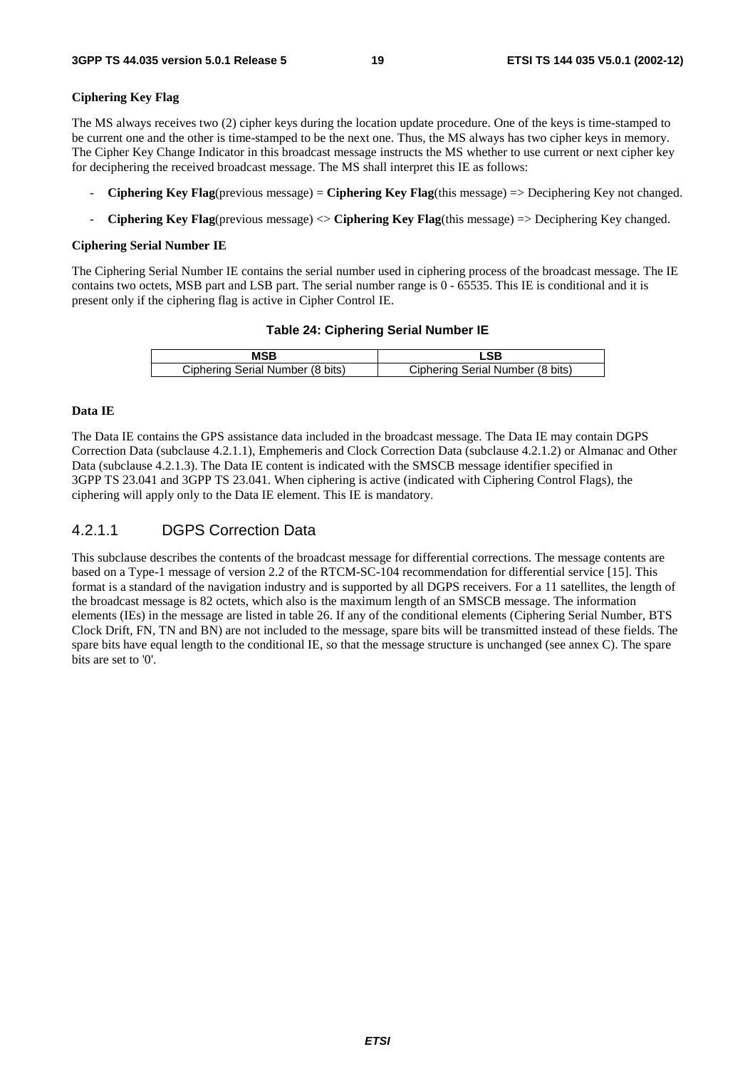**Ciphering Key Flag**

The MS always receives two (2) cipher keys during the location update procedure. One of the keys is time-stamped to be current one and the other is time-stamped to be the next one. Thus, the MS always has two cipher keys in memory. The Cipher Key Change Indicator in this broadcast message instructs the MS whether to use current or next cipher key for deciphering the received broadcast message. The MS shall interpret this IE as follows:

- **Ciphering Key Flag**(previous message) = **Ciphering Key Flag**(this message) => Deciphering Key not changed.
- **Ciphering Key Flag**(previous message) <> **Ciphering Key Flag**(this message) => Deciphering Key changed.

**Ciphering Serial Number IE**

The Ciphering Serial Number IE contains the serial number used in ciphering process of the broadcast message. The IE contains two octets, MSB part and LSB part. The serial number range is 0 - 65535. This IE is conditional and it is present only if the ciphering flag is active in Cipher Control IE.

**Table 24: Ciphering Serial Number IE**

| MSB | LSB |
|---|---|
| Ciphering Serial Number (8 bits) | Ciphering Serial Number (8 bits) |

**Data IE**

The Data IE contains the GPS assistance data included in the broadcast message. The Data IE may contain DGPS Correction Data (subclause 4.2.1.1), Emphemeris and Clock Correction Data (subclause 4.2.1.2) or Almanac and Other Data (subclause 4.2.1.3). The Data IE content is indicated with the SMSCB message identifier specified in 3GPP TS 23.041 and 3GPP TS 23.041. When ciphering is active (indicated with Ciphering Control Flags), the ciphering will apply only to the Data IE element. This IE is mandatory.

### 4.2.1.1 DGPS Correction Data

This subclause describes the contents of the broadcast message for differential corrections. The message contents are based on a Type-1 message of version 2.2 of the RTCM-SC-104 recommendation for differential service [15]. This format is a standard of the navigation industry and is supported by all DGPS receivers. For a 11 satellites, the length of the broadcast message is 82 octets, which also is the maximum length of an SMSCB message. The information elements (IEs) in the message are listed in table 26. If any of the conditional elements (Ciphering Serial Number, BTS Clock Drift, FN, TN and BN) are not included to the message, spare bits will be transmitted instead of these fields. The spare bits have equal length to the conditional IE, so that the message structure is unchanged (see annex C). The spare bits are set to '0'.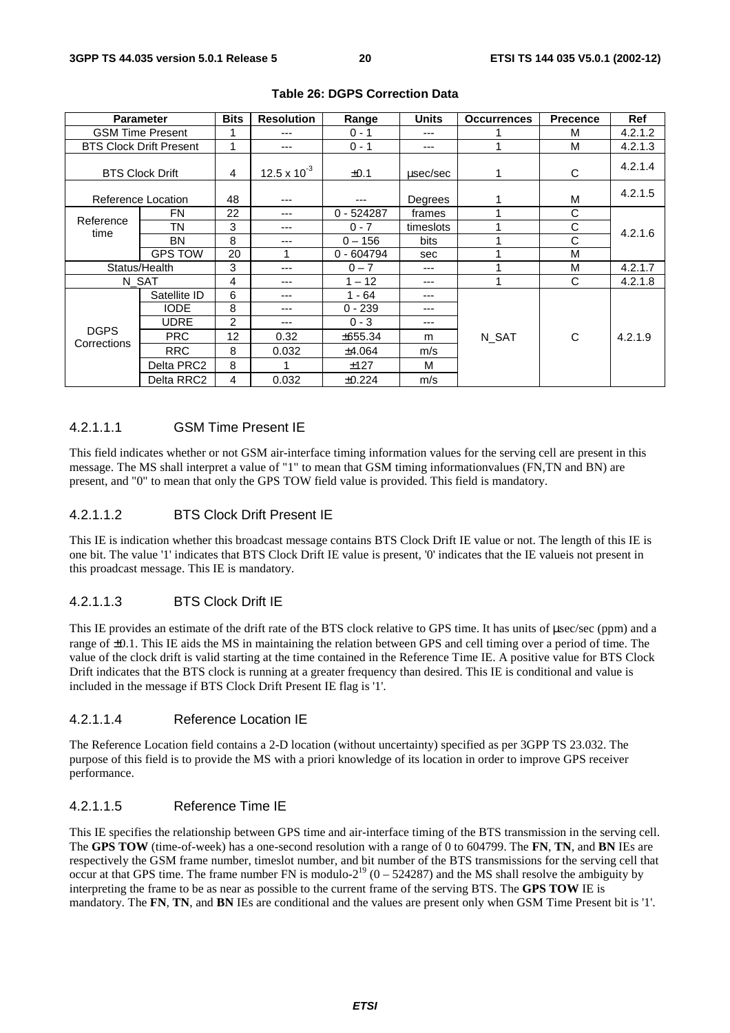**Table 26: DGPS Correction Data**

| Parameter | | Bits | Resolution | Range | Units | Occurrences | Precence | Ref |
|---|---|---|---|---|---|---|---|---|
| GSM Time Present | | 1 | --- | 0 - 1 | --- | 1 | M | 4.2.1.2 |
| BTS Clock Drift Present | | 1 | --- | 0 - 1 | --- | 1 | M | 4.2.1.3 |
| BTS Clock Drift | | 4 | $12.5 \times 10^{-3}$ | ±0.1 | µsec/sec | 1 | C | 4.2.1.4 |
| Reference Location | | 48 | --- | --- | Degrees | 1 | M | 4.2.1.5 |
| Reference time | FN | 22 | --- | 0 - 524287 | frames | 1 | C | 4.2.1.6 |
| | TN | 3 | --- | 0 - 7 | timeslots | 1 | C | |
| | BN | 8 | --- | 0 – 156 | bits | 1 | C | |
| | GPS TOW | 20 | 1 | 0 - 604794 | sec | 1 | M | |
| Status/Health | | 3 | --- | 0 – 7 | --- | 1 | M | 4.2.1.7 |
| N_SAT | | 4 | --- | 1 – 12 | --- | 1 | C | 4.2.1.8 |
| DGPS Corrections | Satellite ID | 6 | --- | 1 - 64 | --- | N_SAT | C | 4.2.1.9 |
| | IODE | 8 | --- | 0 - 239 | --- | | | |
| | UDRE | 2 | --- | 0 - 3 | --- | | | |
| | PRC | 12 | 0.32 | ±655.34 | m | | | |
| | RRC | 8 | 0.032 | ±4.064 | m/s | | | |
| | Delta PRC2 | 8 | 1 | ±127 | M | | | |
| | Delta RRC2 | 4 | 0.032 | ±0.224 | m/s | | | |

#### 4.2.1.1.1 GSM Time Present IE

This field indicates whether or not GSM air-interface timing information values for the serving cell are present in this message. The MS shall interpret a value of "1" to mean that GSM timing informationvalues (FN,TN and BN) are present, and "0" to mean that only the GPS TOW field value is provided. This field is mandatory.

#### 4.2.1.1.2 BTS Clock Drift Present IE

This IE is indication whether this broadcast message contains BTS Clock Drift IE value or not. The length of this IE is one bit. The value '1' indicates that BTS Clock Drift IE value is present, '0' indicates that the IE valueis not present in this proadcast message. This IE is mandatory.

#### 4.2.1.1.3 BTS Clock Drift IE

This IE provides an estimate of the drift rate of the BTS clock relative to GPS time. It has units of µsec/sec (ppm) and a range of ±0.1. This IE aids the MS in maintaining the relation between GPS and cell timing over a period of time. The value of the clock drift is valid starting at the time contained in the Reference Time IE. A positive value for BTS Clock Drift indicates that the BTS clock is running at a greater frequency than desired. This IE is conditional and value is included in the message if BTS Clock Drift Present IE flag is '1'.

#### 4.2.1.1.4 Reference Location IE

The Reference Location field contains a 2-D location (without uncertainty) specified as per 3GPP TS 23.032. The purpose of this field is to provide the MS with a priori knowledge of its location in order to improve GPS receiver performance.

#### 4.2.1.1.5 Reference Time IE

This IE specifies the relationship between GPS time and air-interface timing of the BTS transmission in the serving cell. The **GPS TOW** (time-of-week) has a one-second resolution with a range of 0 to 604799. The **FN**, **TN**, and **BN** IEs are respectively the GSM frame number, timeslot number, and bit number of the BTS transmissions for the serving cell that occur at that GPS time. The frame number FN is modulo-$2^{19}$ ($0 – 524287$) and the MS shall resolve the ambiguity by interpreting the frame to be as near as possible to the current frame of the serving BTS. The **GPS TOW** IE is mandatory. The **FN**, **TN**, and **BN** IEs are conditional and the values are present only when GSM Time Present bit is '1'.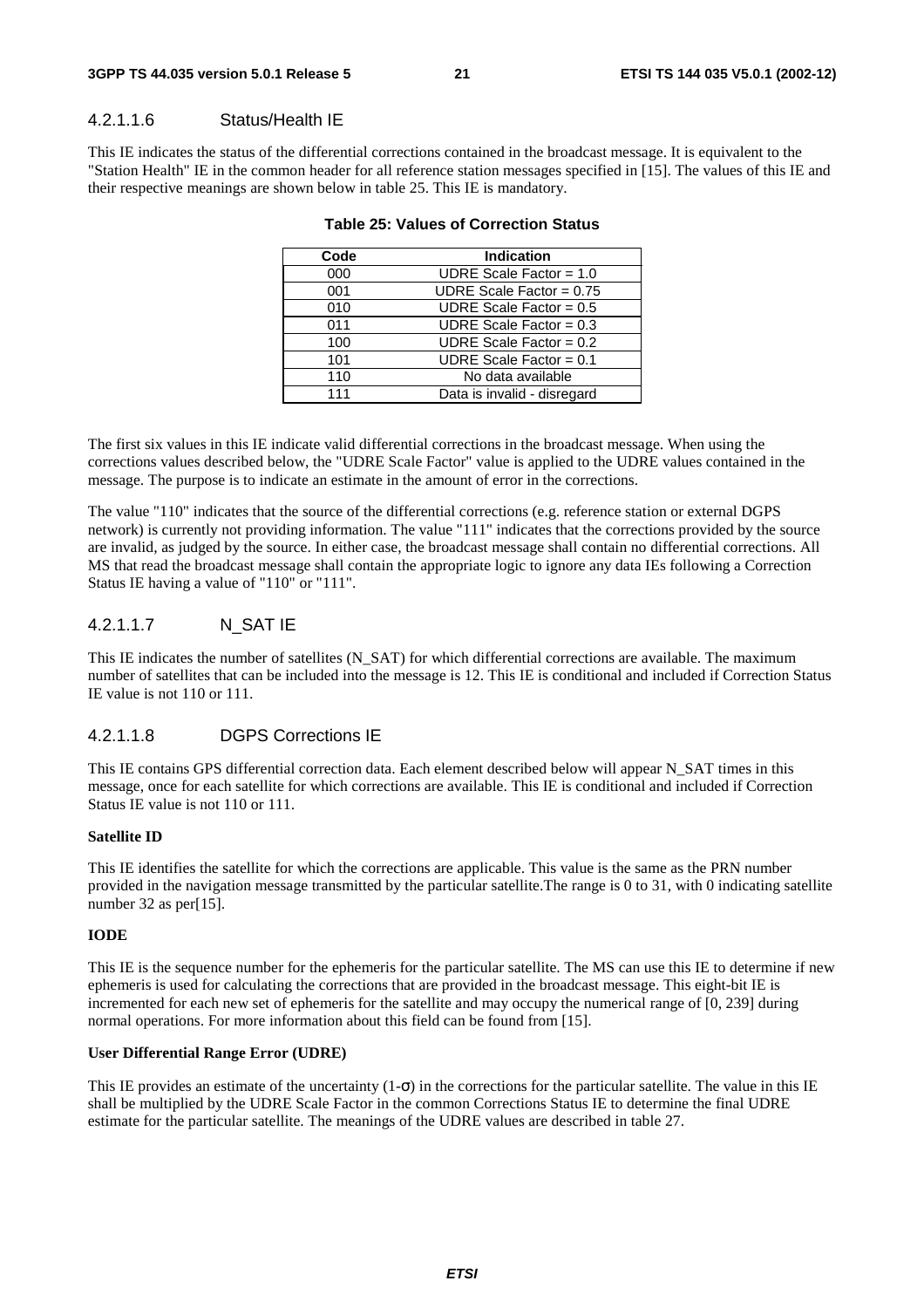#### 4.2.1.1.6 Status/Health IE

This IE indicates the status of the differential corrections contained in the broadcast message. It is equivalent to the "Station Health" IE in the common header for all reference station messages specified in [15]. The values of this IE and their respective meanings are shown below in table 25. This IE is mandatory.

**Table 25: Values of Correction Status**

| Code | Indication |
|---|---|
| 000 | UDRE Scale Factor = 1.0 |
| 001 | UDRE Scale Factor = 0.75 |
| 010 | UDRE Scale Factor = 0.5 |
| 011 | UDRE Scale Factor = 0.3 |
| 100 | UDRE Scale Factor = 0.2 |
| 101 | UDRE Scale Factor = 0.1 |
| 110 | No data available |
| 111 | Data is invalid - disregard |

The first six values in this IE indicate valid differential corrections in the broadcast message. When using the corrections values described below, the "UDRE Scale Factor" value is applied to the UDRE values contained in the message. The purpose is to indicate an estimate in the amount of error in the corrections.

The value "110" indicates that the source of the differential corrections (e.g. reference station or external DGPS network) is currently not providing information. The value "111" indicates that the corrections provided by the source are invalid, as judged by the source. In either case, the broadcast message shall contain no differential corrections. All MS that read the broadcast message shall contain the appropriate logic to ignore any data IEs following a Correction Status IE having a value of "110" or "111".

#### 4.2.1.1.7 N_SAT IE

This IE indicates the number of satellites (N_SAT) for which differential corrections are available. The maximum number of satellites that can be included into the message is 12. This IE is conditional and included if Correction Status IE value is not 110 or 111.

#### 4.2.1.1.8 DGPS Corrections IE

This IE contains GPS differential correction data. Each element described below will appear N_SAT times in this message, once for each satellite for which corrections are available. This IE is conditional and included if Correction Status IE value is not 110 or 111.

**Satellite ID**

This IE identifies the satellite for which the corrections are applicable. This value is the same as the PRN number provided in the navigation message transmitted by the particular satellite.The range is 0 to 31, with 0 indicating satellite number 32 as per[15].

**IODE**

This IE is the sequence number for the ephemeris for the particular satellite. The MS can use this IE to determine if new ephemeris is used for calculating the corrections that are provided in the broadcast message. This eight-bit IE is incremented for each new set of ephemeris for the satellite and may occupy the numerical range of [0, 239] during normal operations. For more information about this field can be found from [15].

**User Differential Range Error (UDRE)**

This IE provides an estimate of the uncertainty (1-$\sigma$) in the corrections for the particular satellite. The value in this IE shall be multiplied by the UDRE Scale Factor in the common Corrections Status IE to determine the final UDRE estimate for the particular satellite. The meanings of the UDRE values are described in table 27.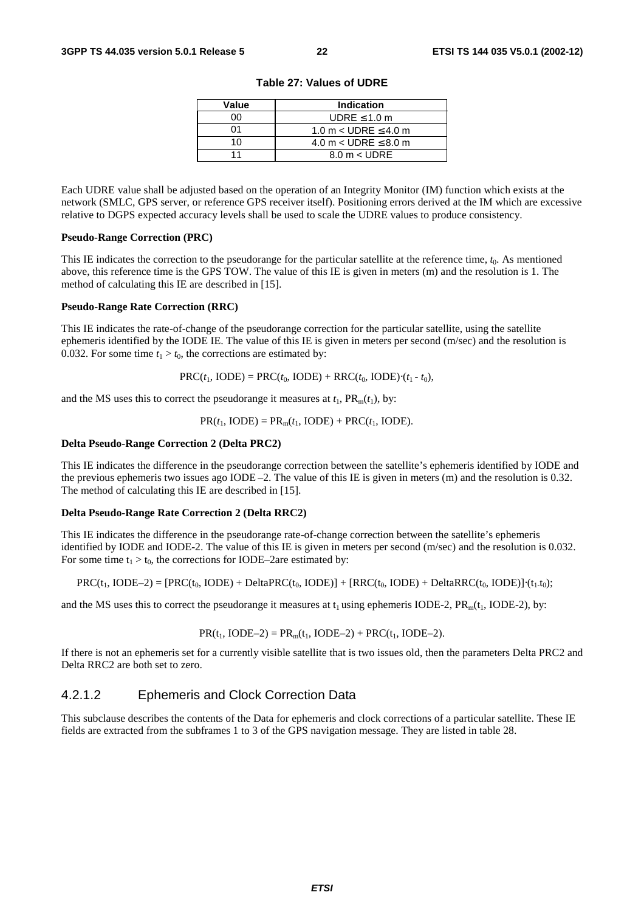**Table 27: Values of UDRE**

| Value | Indication |
|---|---|
| 00 | UDRE ≤ 1.0 m |
| 01 | 1.0 m < UDRE ≤ 4.0 m |
| 10 | 4.0 m < UDRE ≤ 8.0 m |
| 11 | 8.0 m < UDRE |

Each UDRE value shall be adjusted based on the operation of an Integrity Monitor (IM) function which exists at the network (SMLC, GPS server, or reference GPS receiver itself). Positioning errors derived at the IM which are excessive relative to DGPS expected accuracy levels shall be used to scale the UDRE values to produce consistency.

**Pseudo-Range Correction (PRC)**

This IE indicates the correction to the pseudorange for the particular satellite at the reference time, $t_0$. As mentioned above, this reference time is the GPS TOW. The value of this IE is given in meters (m) and the resolution is 1. The method of calculating this IE are described in [15].

**Pseudo-Range Rate Correction (RRC)**

This IE indicates the rate-of-change of the pseudorange correction for the particular satellite, using the satellite ephemeris identified by the IODE IE. The value of this IE is given in meters per second (m/sec) and the resolution is 0.032. For some time $t_1 > t_0$, the corrections are estimated by:

$$\mathrm{PRC}(t_1, \mathrm{IODE}) = \mathrm{PRC}(t_0, \mathrm{IODE}) + \mathrm{RRC}(t_0, \mathrm{IODE})\cdot(t_1 - t_0),$$

and the MS uses this to correct the pseudorange it measures at $t_1$, $\mathrm{PR}_m(t_1)$, by:

$$\mathrm{PR}(t_1, \mathrm{IODE}) = \mathrm{PR}_m(t_1, \mathrm{IODE}) + \mathrm{PRC}(t_1, \mathrm{IODE}).$$

**Delta Pseudo-Range Correction 2 (Delta PRC2)**

This IE indicates the difference in the pseudorange correction between the satellite's ephemeris identified by IODE and the previous ephemeris two issues ago IODE –2. The value of this IE is given in meters (m) and the resolution is 0.32. The method of calculating this IE are described in [15].

**Delta Pseudo-Range Rate Correction 2 (Delta RRC2)**

This IE indicates the difference in the pseudorange rate-of-change correction between the satellite's ephemeris identified by IODE and IODE-2. The value of this IE is given in meters per second (m/sec) and the resolution is 0.032. For some time $t_1 > t_0$, the corrections for IODE–2are estimated by:

$$\mathrm{PRC}(t_1, \mathrm{IODE}-2) = [\mathrm{PRC}(t_0, \mathrm{IODE}) + \mathrm{DeltaPRC}(t_0, \mathrm{IODE})] + [\mathrm{RRC}(t_0, \mathrm{IODE}) + \mathrm{DeltaRRC}(t_0, \mathrm{IODE})]\cdot(t_1 - t_0);$$

and the MS uses this to correct the pseudorange it measures at $t_1$ using ephemeris IODE-2, $\mathrm{PR}_m(t_1, \mathrm{IODE}-2)$, by:

$$\mathrm{PR}(t_1, \mathrm{IODE}-2) = \mathrm{PR}_m(t_1, \mathrm{IODE}-2) + \mathrm{PRC}(t_1, \mathrm{IODE}-2).$$

If there is not an ephemeris set for a currently visible satellite that is two issues old, then the parameters Delta PRC2 and Delta RRC2 are both set to zero.

### 4.2.1.2 Ephemeris and Clock Correction Data

This subclause describes the contents of the Data for ephemeris and clock corrections of a particular satellite. These IE fields are extracted from the subframes 1 to 3 of the GPS navigation message. They are listed in table 28.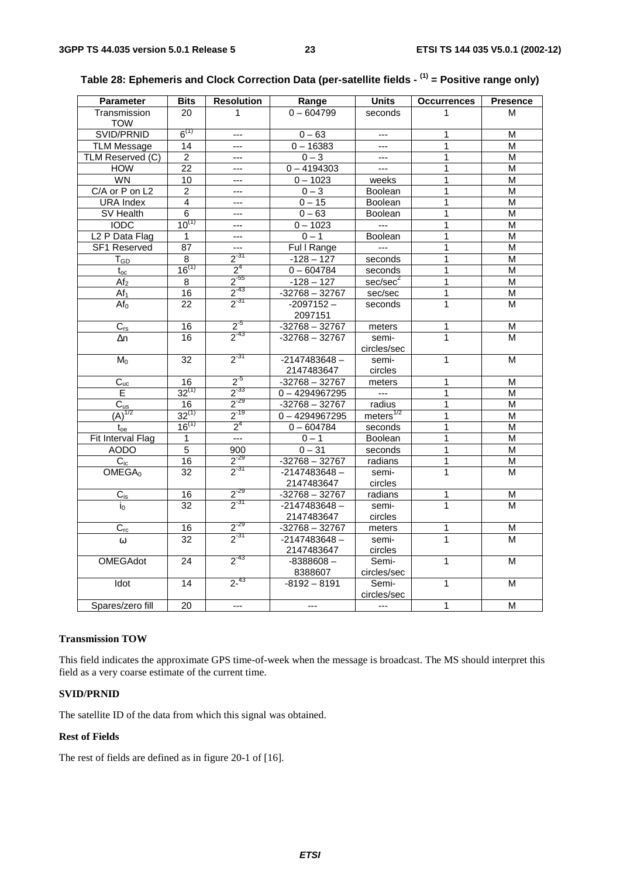**Table 28: Ephemeris and Clock Correction Data (per-satellite fields - (1) = Positive range only)**

| Parameter | Bits | Resolution | Range | Units | Occurrences | Presence |
|---|---|---|---|---|---|---|
| Transmission TOW | 20 | 1 | 0 – 604799 | seconds | 1 | M |
| SVID/PRNID | 6(1) | --- | 0 – 63 | --- | 1 | M |
| TLM Message | 14 | --- | 0 – 16383 | --- | 1 | M |
| TLM Reserved (C) | 2 | --- | 0 – 3 | --- | 1 | M |
| HOW | 22 | --- | 0 – 4194303 | --- | 1 | M |
| WN | 10 | --- | 0 – 1023 | weeks | 1 | M |
| C/A or P on L2 | 2 | --- | 0 – 3 | Boolean | 1 | M |
| URA Index | 4 | --- | 0 – 15 | Boolean | 1 | M |
| SV Health | 6 | --- | 0 – 63 | Boolean | 1 | M |
| IODC | 10(1) | --- | 0 – 1023 | --- | 1 | M |
| L2 P Data Flag | 1 | --- | 0 – 1 | Boolean | 1 | M |
| SF1 Reserved | 87 | --- | Ful l Range | --- | 1 | M |
| $T_{GD}$ | 8 | $2^{-31}$ | -128 – 127 | seconds | 1 | M |
| $t_{oc}$ | 16(1) | $2^{4}$ | 0 – 604784 | seconds | 1 | M |
| $Af_2$ | 8 | $2^{-55}$ | -128 – 127 | sec/sec$^2$ | 1 | M |
| $Af_1$ | 16 | $2^{-43}$ | -32768 – 32767 | sec/sec | 1 | M |
| $Af_0$ | 22 | $2^{-31}$ | -2097152 – 2097151 | seconds | 1 | M |
| $C_{rs}$ | 16 | $2^{-5}$ | -32768 – 32767 | meters | 1 | M |
| Δn | 16 | $2^{-43}$ | -32768 – 32767 | semi-circles/sec | 1 | M |
| $M_0$ | 32 | $2^{-31}$ | -2147483648 – 2147483647 | semi-circles | 1 | M |
| $C_{uc}$ | 16 | $2^{-5}$ | -32768 – 32767 | meters | 1 | M |
| E | 32(1) | $2^{-33}$ | 0 – 4294967295 | --- | 1 | M |
| $C_{us}$ | 16 | $2^{-29}$ | -32768 – 32767 | radius | 1 | M |
| $(A)^{1/2}$ | 32(1) | $2^{-19}$ | 0 – 4294967295 | meters$^{1/2}$ | 1 | M |
| $t_{oe}$ | 16(1) | $2^{4}$ | 0 – 604784 | seconds | 1 | M |
| Fit Interval Flag | 1 | --- | 0 – 1 | Boolean | 1 | M |
| AODO | 5 | 900 | 0 – 31 | seconds | 1 | M |
| $C_{ic}$ | 16 | $2^{-29}$ | -32768 – 32767 | radians | 1 | M |
| $OMEGA_0$ | 32 | $2^{-31}$ | -2147483648 – 2147483647 | semi-circles | 1 | M |
| $C_{is}$ | 16 | $2^{-29}$ | -32768 – 32767 | radians | 1 | M |
| $i_0$ | 32 | $2^{-31}$ | -2147483648 – 2147483647 | semi-circles | 1 | M |
| $C_{rc}$ | 16 | $2^{-29}$ | -32768 – 32767 | meters | 1 | M |
| ω | 32 | $2^{-31}$ | -2147483648 – 2147483647 | semi-circles | 1 | M |
| OMEGAdot | 24 | $2^{-43}$ | -8388608 – 8388607 | Semi-circles/sec | 1 | M |
| Idot | 14 | $2^{-43}$ | -8192 – 8191 | Semi-circles/sec | 1 | M |
| Spares/zero fill | 20 | --- | --- | --- | 1 | M |

#### Transmission TOW

This field indicates the approximate GPS time-of-week when the message is broadcast. The MS should interpret this field as a very coarse estimate of the current time.

#### SVID/PRNID

The satellite ID of the data from which this signal was obtained.

#### Rest of Fields

The rest of fields are defined as in figure 20-1 of [16].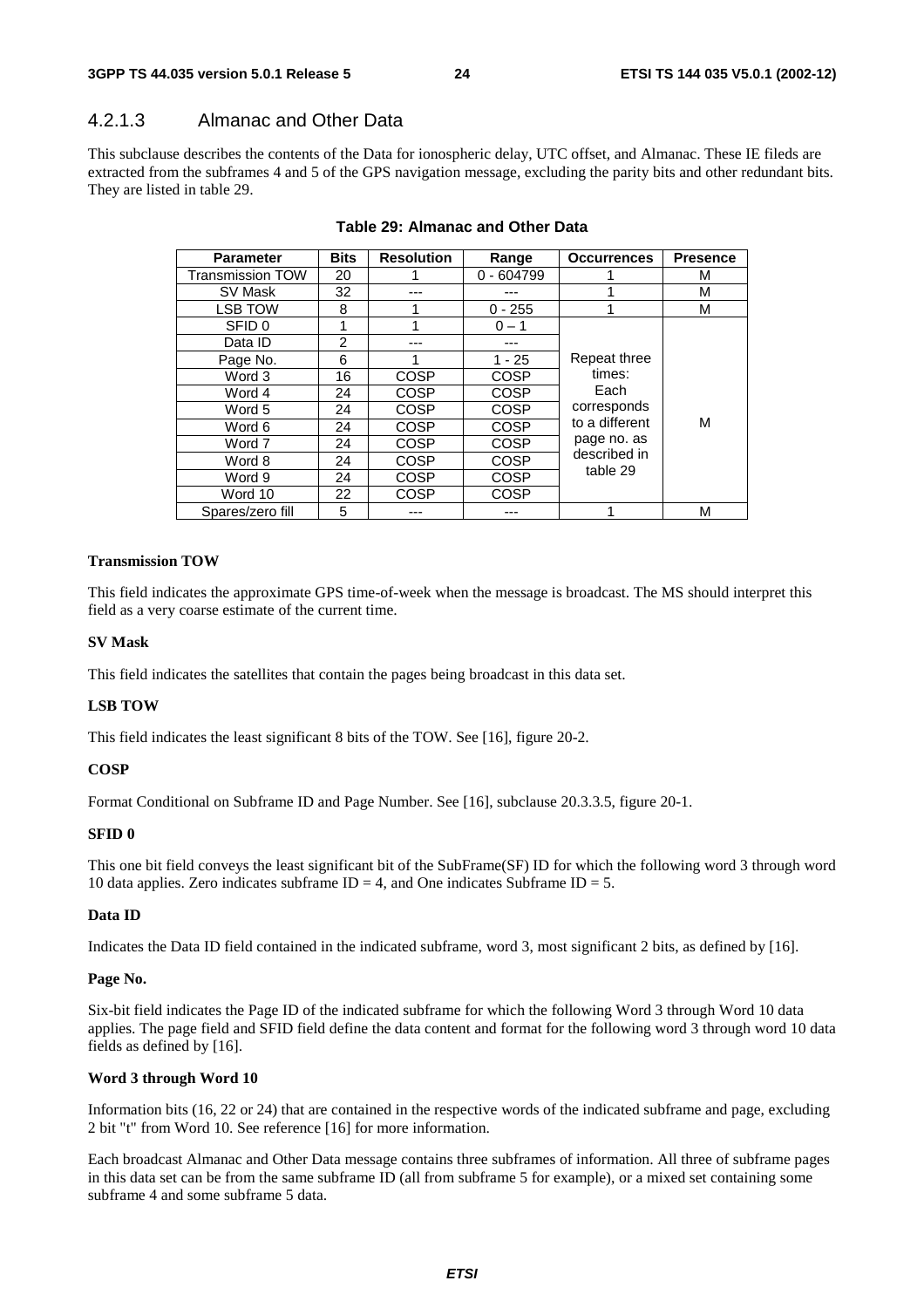### 4.2.1.3 Almanac and Other Data

This subclause describes the contents of the Data for ionospheric delay, UTC offset, and Almanac. These IE fileds are extracted from the subframes 4 and 5 of the GPS navigation message, excluding the parity bits and other redundant bits. They are listed in table 29.

**Table 29: Almanac and Other Data**

| Parameter | Bits | Resolution | Range | Occurrences | Presence |
|---|---|---|---|---|---|
| Transmission TOW | 20 | 1 | 0 - 604799 | 1 | M |
| SV Mask | 32 | --- | --- | 1 | M |
| LSB TOW | 8 | 1 | 0 - 255 | 1 | M |
| SFID 0 | 1 | 1 | 0 – 1 | Repeat three times: Each corresponds to a different page no. as described in table 29 | M |
| Data ID | 2 | --- | --- | | |
| Page No. | 6 | 1 | 1 - 25 | | |
| Word 3 | 16 | COSP | COSP | | |
| Word 4 | 24 | COSP | COSP | | |
| Word 5 | 24 | COSP | COSP | | |
| Word 6 | 24 | COSP | COSP | | |
| Word 7 | 24 | COSP | COSP | | |
| Word 8 | 24 | COSP | COSP | | |
| Word 9 | 24 | COSP | COSP | | |
| Word 10 | 22 | COSP | COSP | | |
| Spares/zero fill | 5 | --- | --- | 1 | M |

**Transmission TOW**

This field indicates the approximate GPS time-of-week when the message is broadcast. The MS should interpret this field as a very coarse estimate of the current time.

**SV Mask**

This field indicates the satellites that contain the pages being broadcast in this data set.

**LSB TOW**

This field indicates the least significant 8 bits of the TOW. See [16], figure 20-2.

**COSP**

Format Conditional on Subframe ID and Page Number. See [16], subclause 20.3.3.5, figure 20-1.

**SFID 0**

This one bit field conveys the least significant bit of the SubFrame(SF) ID for which the following word 3 through word 10 data applies. Zero indicates subframe ID = 4, and One indicates Subframe ID = 5.

**Data ID**

Indicates the Data ID field contained in the indicated subframe, word 3, most significant 2 bits, as defined by [16].

**Page No.**

Six-bit field indicates the Page ID of the indicated subframe for which the following Word 3 through Word 10 data applies. The page field and SFID field define the data content and format for the following word 3 through word 10 data fields as defined by [16].

**Word 3 through Word 10**

Information bits (16, 22 or 24) that are contained in the respective words of the indicated subframe and page, excluding 2 bit "t" from Word 10. See reference [16] for more information.

Each broadcast Almanac and Other Data message contains three subframes of information. All three of subframe pages in this data set can be from the same subframe ID (all from subframe 5 for example), or a mixed set containing some subframe 4 and some subframe 5 data.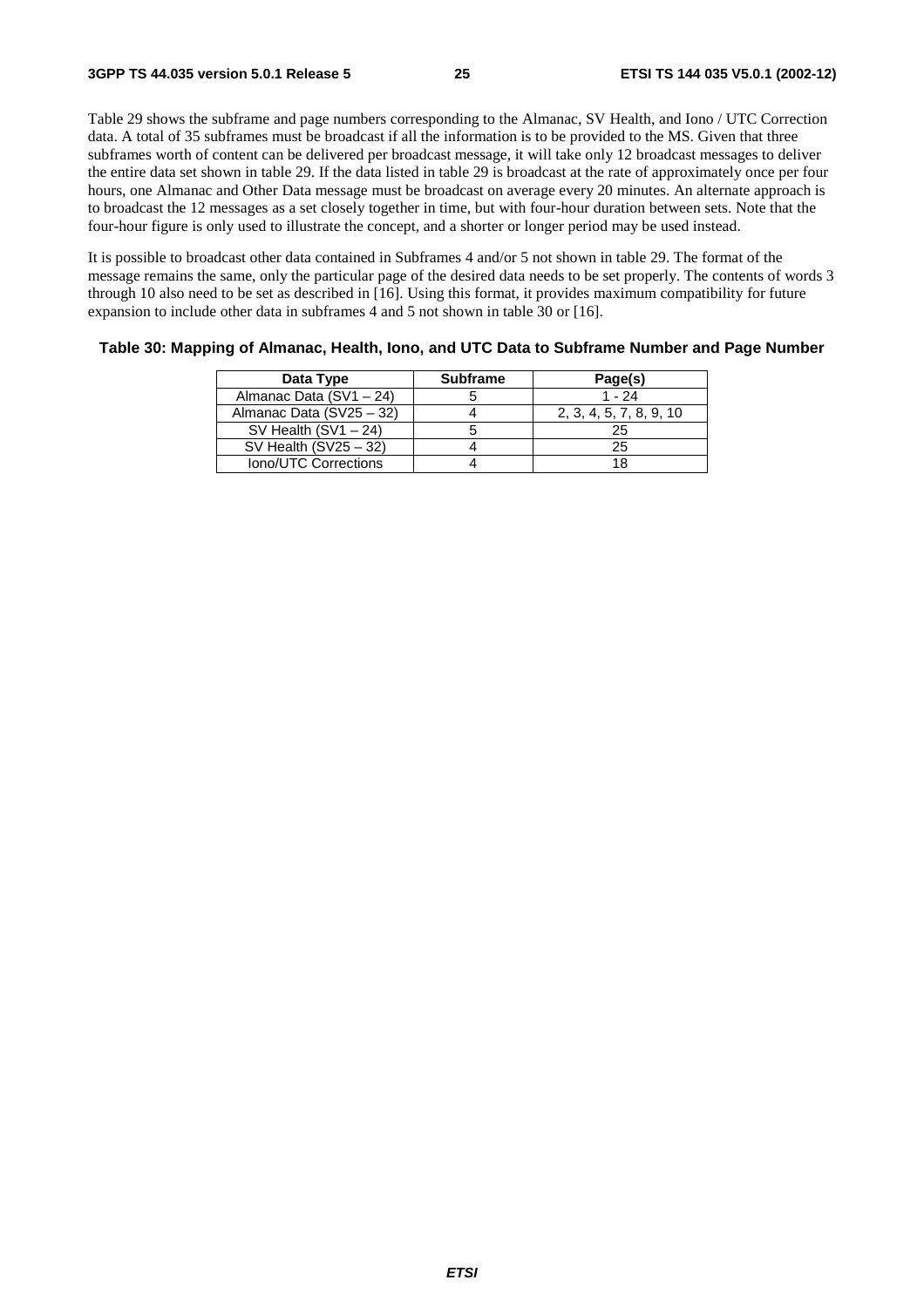Table 29 shows the subframe and page numbers corresponding to the Almanac, SV Health, and Iono / UTC Correction data. A total of 35 subframes must be broadcast if all the information is to be provided to the MS. Given that three subframes worth of content can be delivered per broadcast message, it will take only 12 broadcast messages to deliver the entire data set shown in table 29. If the data listed in table 29 is broadcast at the rate of approximately once per four hours, one Almanac and Other Data message must be broadcast on average every 20 minutes. An alternate approach is to broadcast the 12 messages as a set closely together in time, but with four-hour duration between sets. Note that the four-hour figure is only used to illustrate the concept, and a shorter or longer period may be used instead.

It is possible to broadcast other data contained in Subframes 4 and/or 5 not shown in table 29. The format of the message remains the same, only the particular page of the desired data needs to be set properly. The contents of words 3 through 10 also need to be set as described in [16]. Using this format, it provides maximum compatibility for future expansion to include other data in subframes 4 and 5 not shown in table 30 or [16].

**Table 30: Mapping of Almanac, Health, Iono, and UTC Data to Subframe Number and Page Number**

| Data Type | Subframe | Page(s) |
|---|---|---|
| Almanac Data (SV1 – 24) | 5 | 1 - 24 |
| Almanac Data (SV25 – 32) | 4 | 2, 3, 4, 5, 7, 8, 9, 10 |
| SV Health (SV1 – 24) | 5 | 25 |
| SV Health (SV25 – 32) | 4 | 25 |
| Iono/UTC Corrections | 4 | 18 |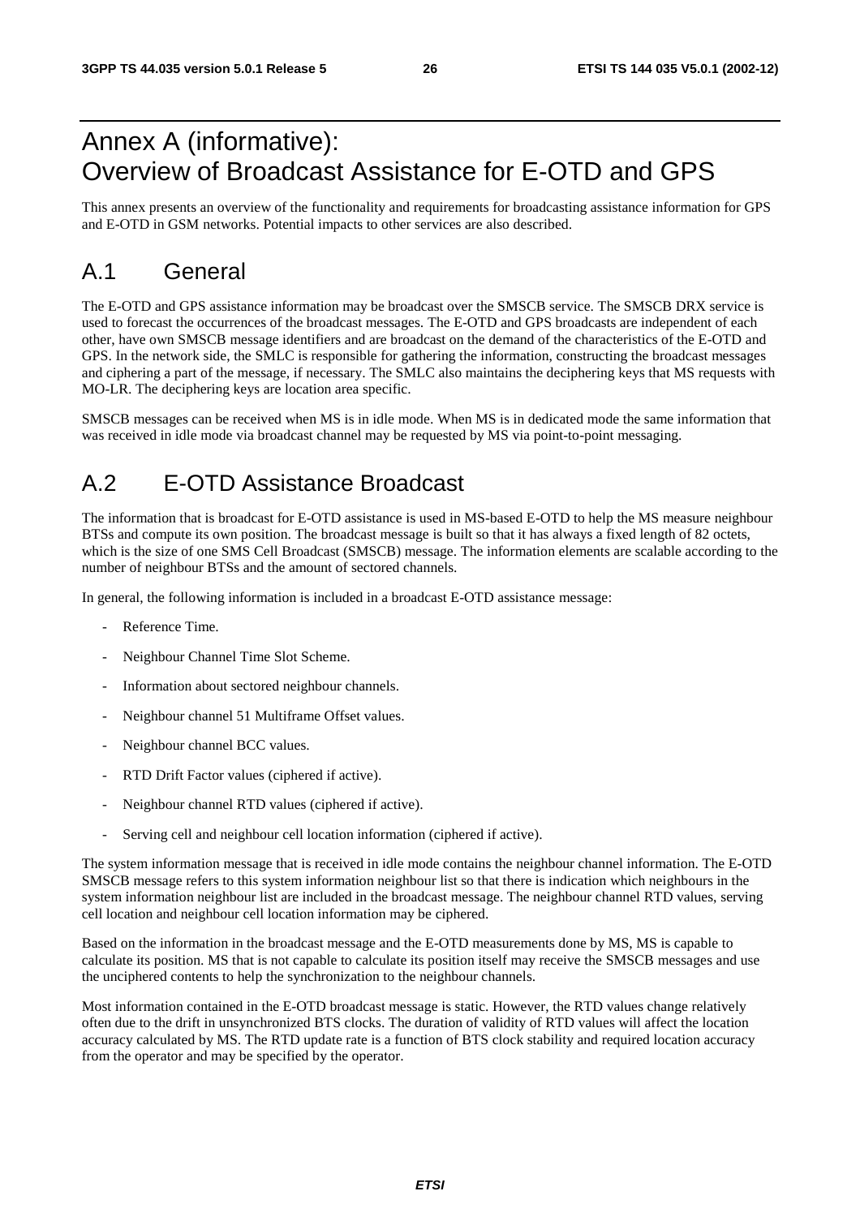# Annex A (informative): Overview of Broadcast Assistance for E-OTD and GPS

This annex presents an overview of the functionality and requirements for broadcasting assistance information for GPS and E-OTD in GSM networks. Potential impacts to other services are also described.

## A.1 General

The E-OTD and GPS assistance information may be broadcast over the SMSCB service. The SMSCB DRX service is used to forecast the occurrences of the broadcast messages. The E-OTD and GPS broadcasts are independent of each other, have own SMSCB message identifiers and are broadcast on the demand of the characteristics of the E-OTD and GPS. In the network side, the SMLC is responsible for gathering the information, constructing the broadcast messages and ciphering a part of the message, if necessary. The SMLC also maintains the deciphering keys that MS requests with MO-LR. The deciphering keys are location area specific.

SMSCB messages can be received when MS is in idle mode. When MS is in dedicated mode the same information that was received in idle mode via broadcast channel may be requested by MS via point-to-point messaging.

## A.2 E-OTD Assistance Broadcast

The information that is broadcast for E-OTD assistance is used in MS-based E-OTD to help the MS measure neighbour BTSs and compute its own position. The broadcast message is built so that it has always a fixed length of 82 octets, which is the size of one SMS Cell Broadcast (SMSCB) message. The information elements are scalable according to the number of neighbour BTSs and the amount of sectored channels.

In general, the following information is included in a broadcast E-OTD assistance message:

- Reference Time.
- Neighbour Channel Time Slot Scheme.
- Information about sectored neighbour channels.
- Neighbour channel 51 Multiframe Offset values.
- Neighbour channel BCC values.
- RTD Drift Factor values (ciphered if active).
- Neighbour channel RTD values (ciphered if active).
- Serving cell and neighbour cell location information (ciphered if active).

The system information message that is received in idle mode contains the neighbour channel information. The E-OTD SMSCB message refers to this system information neighbour list so that there is indication which neighbours in the system information neighbour list are included in the broadcast message. The neighbour channel RTD values, serving cell location and neighbour cell location information may be ciphered.

Based on the information in the broadcast message and the E-OTD measurements done by MS, MS is capable to calculate its position. MS that is not capable to calculate its position itself may receive the SMSCB messages and use the unciphered contents to help the synchronization to the neighbour channels.

Most information contained in the E-OTD broadcast message is static. However, the RTD values change relatively often due to the drift in unsynchronized BTS clocks. The duration of validity of RTD values will affect the location accuracy calculated by MS. The RTD update rate is a function of BTS clock stability and required location accuracy from the operator and may be specified by the operator.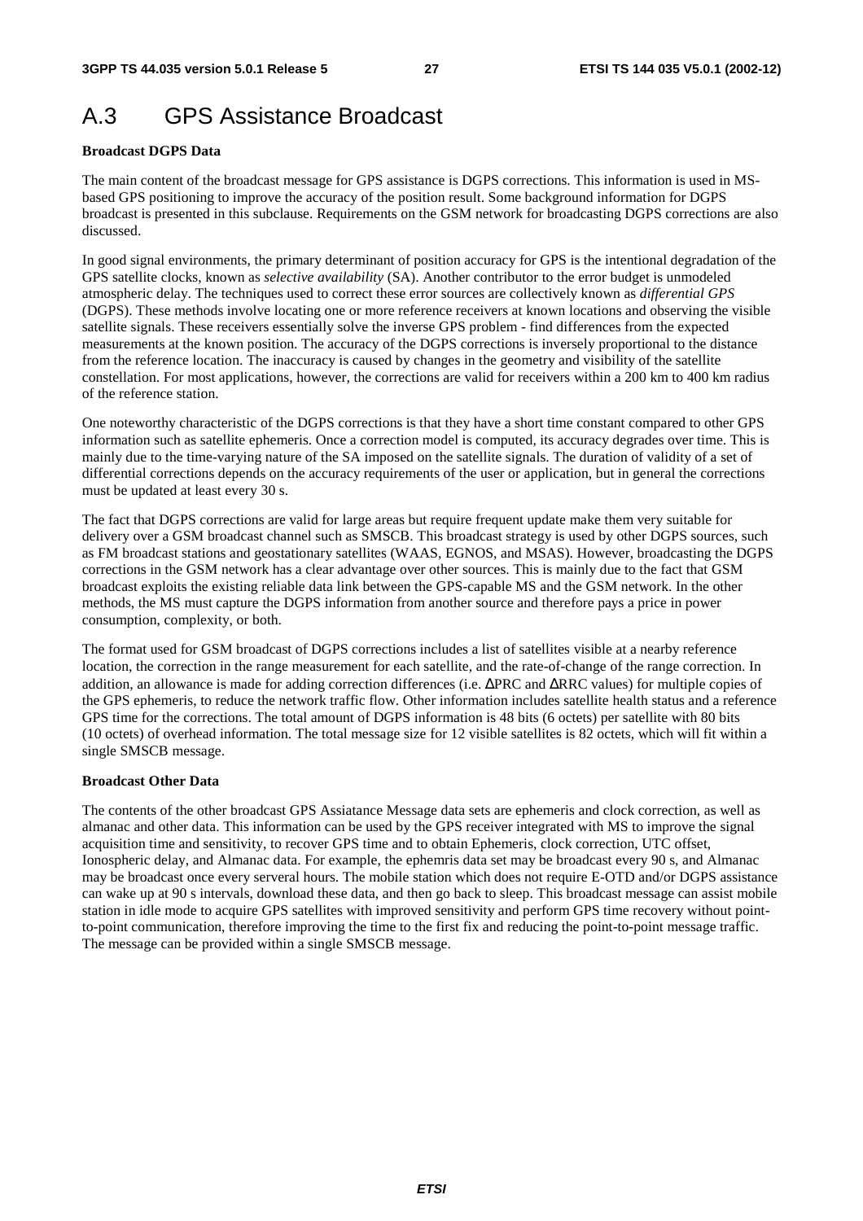# A.3 GPS Assistance Broadcast

**Broadcast DGPS Data**

The main content of the broadcast message for GPS assistance is DGPS corrections. This information is used in MS-based GPS positioning to improve the accuracy of the position result. Some background information for DGPS broadcast is presented in this subclause. Requirements on the GSM network for broadcasting DGPS corrections are also discussed.

In good signal environments, the primary determinant of position accuracy for GPS is the intentional degradation of the GPS satellite clocks, known as *selective availability* (SA). Another contributor to the error budget is unmodeled atmospheric delay. The techniques used to correct these error sources are collectively known as *differential GPS* (DGPS). These methods involve locating one or more reference receivers at known locations and observing the visible satellite signals. These receivers essentially solve the inverse GPS problem - find differences from the expected measurements at the known position. The accuracy of the DGPS corrections is inversely proportional to the distance from the reference location. The inaccuracy is caused by changes in the geometry and visibility of the satellite constellation. For most applications, however, the corrections are valid for receivers within a 200 km to 400 km radius of the reference station.

One noteworthy characteristic of the DGPS corrections is that they have a short time constant compared to other GPS information such as satellite ephemeris. Once a correction model is computed, its accuracy degrades over time. This is mainly due to the time-varying nature of the SA imposed on the satellite signals. The duration of validity of a set of differential corrections depends on the accuracy requirements of the user or application, but in general the corrections must be updated at least every 30 s.

The fact that DGPS corrections are valid for large areas but require frequent update make them very suitable for delivery over a GSM broadcast channel such as SMSCB. This broadcast strategy is used by other DGPS sources, such as FM broadcast stations and geostationary satellites (WAAS, EGNOS, and MSAS). However, broadcasting the DGPS corrections in the GSM network has a clear advantage over other sources. This is mainly due to the fact that GSM broadcast exploits the existing reliable data link between the GPS-capable MS and the GSM network. In the other methods, the MS must capture the DGPS information from another source and therefore pays a price in power consumption, complexity, or both.

The format used for GSM broadcast of DGPS corrections includes a list of satellites visible at a nearby reference location, the correction in the range measurement for each satellite, and the rate-of-change of the range correction. In addition, an allowance is made for adding correction differences (i.e. ΔPRC and ΔRRC values) for multiple copies of the GPS ephemeris, to reduce the network traffic flow. Other information includes satellite health status and a reference GPS time for the corrections. The total amount of DGPS information is 48 bits (6 octets) per satellite with 80 bits (10 octets) of overhead information. The total message size for 12 visible satellites is 82 octets, which will fit within a single SMSCB message.

**Broadcast Other Data**

The contents of the other broadcast GPS Assiatance Message data sets are ephemeris and clock correction, as well as almanac and other data. This information can be used by the GPS receiver integrated with MS to improve the signal acquisition time and sensitivity, to recover GPS time and to obtain Ephemeris, clock correction, UTC offset, Ionospheric delay, and Almanac data. For example, the ephemris data set may be broadcast every 90 s, and Almanac may be broadcast once every serveral hours. The mobile station which does not require E-OTD and/or DGPS assistance can wake up at 90 s intervals, download these data, and then go back to sleep. This broadcast message can assist mobile station in idle mode to acquire GPS satellites with improved sensitivity and perform GPS time recovery without point-to-point communication, therefore improving the time to the first fix and reducing the point-to-point message traffic. The message can be provided within a single SMSCB message.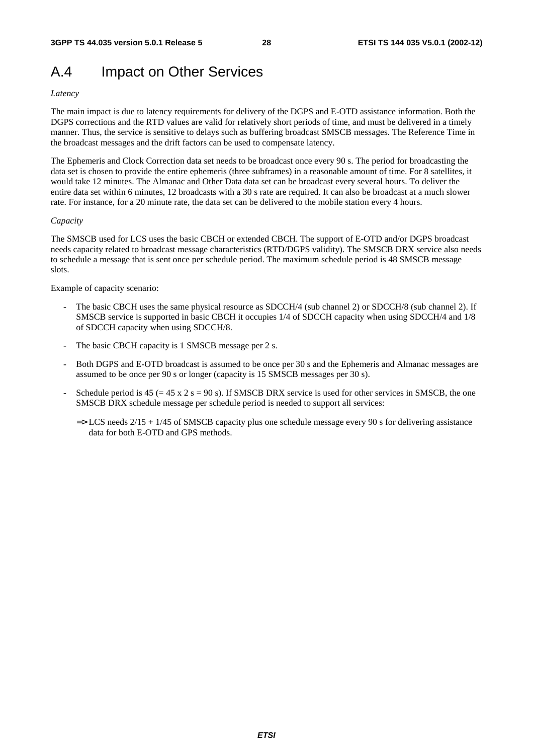# A.4 Impact on Other Services

*Latency*

The main impact is due to latency requirements for delivery of the DGPS and E-OTD assistance information. Both the DGPS corrections and the RTD values are valid for relatively short periods of time, and must be delivered in a timely manner. Thus, the service is sensitive to delays such as buffering broadcast SMSCB messages. The Reference Time in the broadcast messages and the drift factors can be used to compensate latency.

The Ephemeris and Clock Correction data set needs to be broadcast once every 90 s. The period for broadcasting the data set is chosen to provide the entire ephemeris (three subframes) in a reasonable amount of time. For 8 satellites, it would take 12 minutes. The Almanac and Other Data data set can be broadcast every several hours. To deliver the entire data set within 6 minutes, 12 broadcasts with a 30 s rate are required. It can also be broadcast at a much slower rate. For instance, for a 20 minute rate, the data set can be delivered to the mobile station every 4 hours.

*Capacity*

The SMSCB used for LCS uses the basic CBCH or extended CBCH. The support of E-OTD and/or DGPS broadcast needs capacity related to broadcast message characteristics (RTD/DGPS validity). The SMSCB DRX service also needs to schedule a message that is sent once per schedule period. The maximum schedule period is 48 SMSCB message slots.

Example of capacity scenario:

- The basic CBCH uses the same physical resource as SDCCH/4 (sub channel 2) or SDCCH/8 (sub channel 2). If SMSCB service is supported in basic CBCH it occupies 1/4 of SDCCH capacity when using SDCCH/4 and 1/8 of SDCCH capacity when using SDCCH/8.
- The basic CBCH capacity is 1 SMSCB message per 2 s.
- Both DGPS and E-OTD broadcast is assumed to be once per 30 s and the Ephemeris and Almanac messages are assumed to be once per 90 s or longer (capacity is 15 SMSCB messages per 30 s).
- Schedule period is 45 (= 45 x 2 s = 90 s). If SMSCB DRX service is used for other services in SMSCB, the one SMSCB DRX schedule message per schedule period is needed to support all services:

  => LCS needs 2/15 + 1/45 of SMSCB capacity plus one schedule message every 90 s for delivering assistance data for both E-OTD and GPS methods.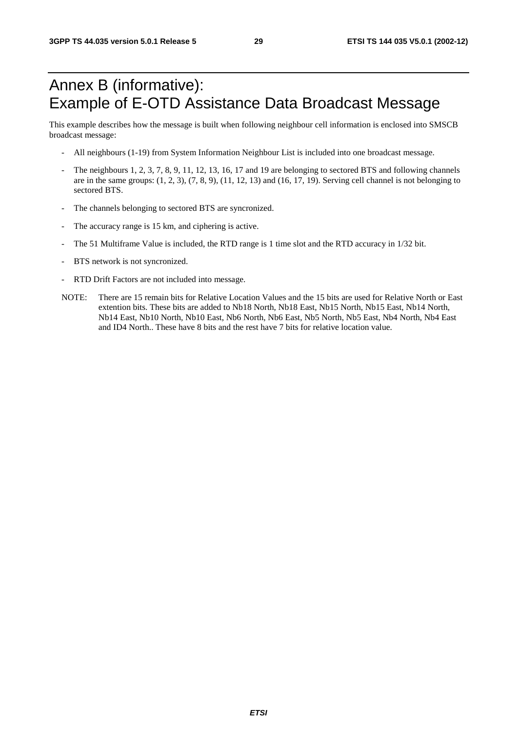# Annex B (informative): Example of E-OTD Assistance Data Broadcast Message

This example describes how the message is built when following neighbour cell information is enclosed into SMSCB broadcast message:

- All neighbours (1-19) from System Information Neighbour List is included into one broadcast message.
- The neighbours 1, 2, 3, 7, 8, 9, 11, 12, 13, 16, 17 and 19 are belonging to sectored BTS and following channels are in the same groups: (1, 2, 3), (7, 8, 9), (11, 12, 13) and (16, 17, 19). Serving cell channel is not belonging to sectored BTS.
- The channels belonging to sectored BTS are syncronized.
- The accuracy range is 15 km, and ciphering is active.
- The 51 Multiframe Value is included, the RTD range is 1 time slot and the RTD accuracy in 1/32 bit.
- BTS network is not syncronized.
- RTD Drift Factors are not included into message.

NOTE: There are 15 remain bits for Relative Location Values and the 15 bits are used for Relative North or East extention bits. These bits are added to Nb18 North, Nb18 East, Nb15 North, Nb15 East, Nb14 North, Nb14 East, Nb10 North, Nb10 East, Nb6 North, Nb6 East, Nb5 North, Nb5 East, Nb4 North, Nb4 East and ID4 North.. These have 8 bits and the rest have 7 bits for relative location value.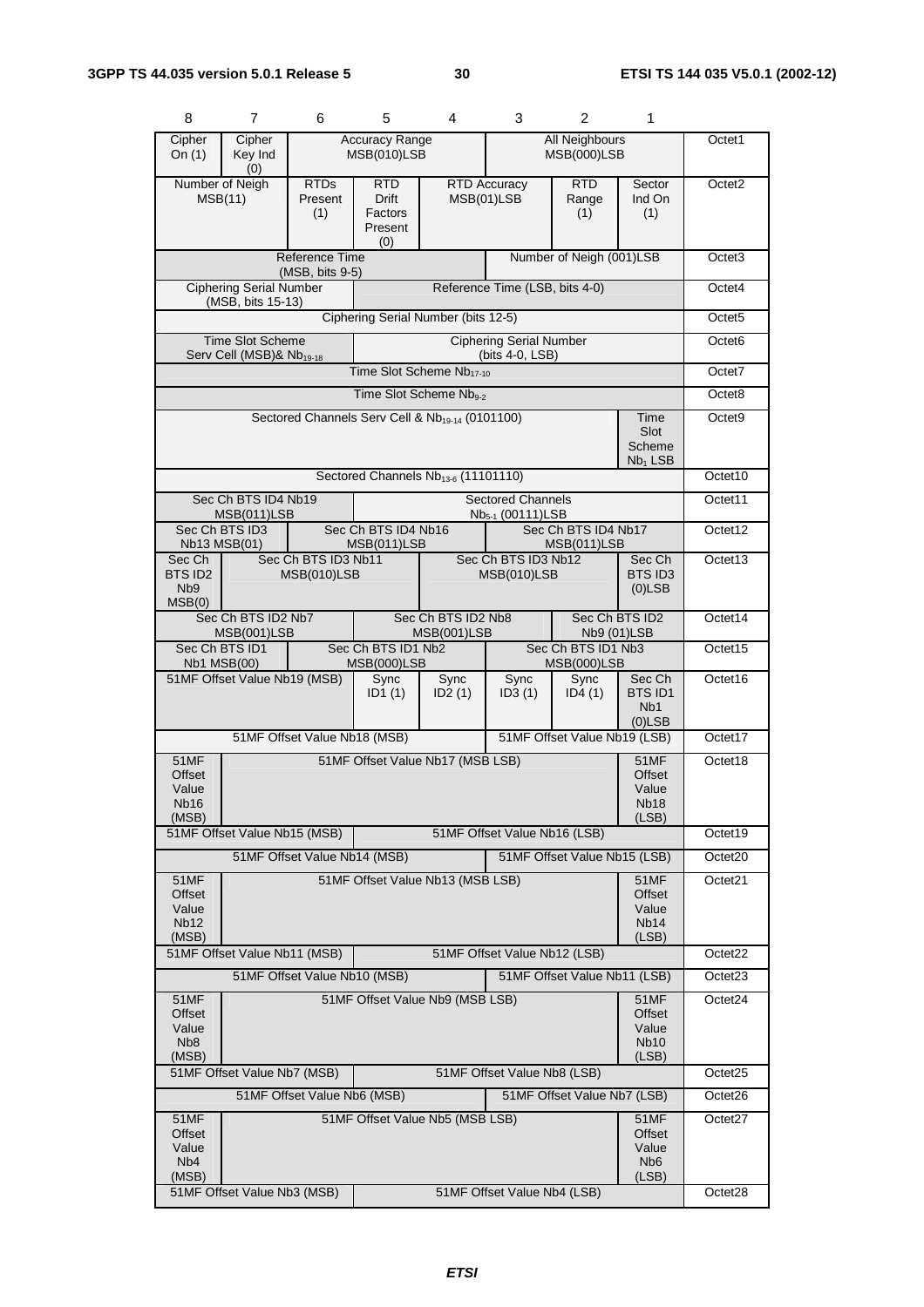| 8 | 7 | 6 | 5 | 4 | 3 | 2 | 1 | |
|---|---|---|---|---|---|---|---|---|
| Cipher On (1) | Cipher Key Ind (0) | Accuracy Range MSB(010)LSB | | | All Neighbours MSB(000)LSB | | | Octet1 |
| Number of Neigh MSB(11) | | RTDs Present (1) | RTD Drift Factors Present (0) | RTD Accuracy MSB(01)LSB | | RTD Range (1) | Sector Ind On (1) | Octet2 |
| Reference Time (MSB, bits 9-5) | | | | | Number of Neigh (001)LSB | | | Octet3 |
| Ciphering Serial Number (MSB, bits 15-13) | | | Reference Time (LSB, bits 4-0) | | | | | Octet4 |
| Ciphering Serial Number (bits 12-5) | | | | | | | | Octet5 |
| Time Slot Scheme Serv Cell (MSB)& $Nb_{19-18}$ | | | Ciphering Serial Number (bits 4-0, LSB) | | | | | Octet6 |
| Time Slot Scheme $Nb_{17-10}$ | | | | | | | | Octet7 |
| Time Slot Scheme $Nb_{9-2}$ | | | | | | | | Octet8 |
| Sectored Channels Serv Cell & $Nb_{19-14}$ (0101100) | | | | | | | Time Slot Scheme $Nb_1$ LSB | Octet9 |
| Sectored Channels $Nb_{13-6}$ (11101110) | | | | | | | | Octet10 |
| Sec Ch BTS ID4 Nb19 MSB(011)LSB | | | Sectored Channels $Nb_{5-1}$ (00111)LSB | | | | | Octet11 |
| Sec Ch BTS ID3 Nb13 MSB(01) | | Sec Ch BTS ID4 Nb16 MSB(011)LSB | | | Sec Ch BTS ID4 Nb17 MSB(011)LSB | | | Octet12 |
| Sec Ch BTS ID2 Nb9 MSB(0) | Sec Ch BTS ID3 Nb11 MSB(010)LSB | | | Sec Ch BTS ID3 Nb12 MSB(010)LSB | | | Sec Ch BTS ID3 (0)LSB | Octet13 |
| Sec Ch BTS ID2 Nb7 MSB(001)LSB | | | Sec Ch BTS ID2 Nb8 MSB(001)LSB | | | Sec Ch BTS ID2 Nb9 (01)LSB | | Octet14 |
| Sec Ch BTS ID1 Nb1 MSB(00) | | Sec Ch BTS ID1 Nb2 MSB(000)LSB | | | Sec Ch BTS ID1 Nb3 MSB(000)LSB | | | Octet15 |
| 51MF Offset Value Nb19 (MSB) | | | Sync ID1 (1) | Sync ID2 (1) | Sync ID3 (1) | Sync ID4 (1) | Sec Ch BTS ID1 Nb1 (0)LSB | Octet16 |
| 51MF Offset Value Nb18 (MSB) | | | | | 51MF Offset Value Nb19 (LSB) | | | Octet17 |
| 51MF Offset Value Nb16 (MSB) | 51MF Offset Value Nb17 (MSB LSB) | | | | | | 51MF Offset Value Nb18 (LSB) | Octet18 |
| 51MF Offset Value Nb15 (MSB) | | | 51MF Offset Value Nb16 (LSB) | | | | | Octet19 |
| 51MF Offset Value Nb14 (MSB) | | | | | 51MF Offset Value Nb15 (LSB) | | | Octet20 |
| 51MF Offset Value Nb12 (MSB) | 51MF Offset Value Nb13 (MSB LSB) | | | | | | 51MF Offset Value Nb14 (LSB) | Octet21 |
| 51MF Offset Value Nb11 (MSB) | | | 51MF Offset Value Nb12 (LSB) | | | | | Octet22 |
| 51MF Offset Value Nb10 (MSB) | | | | | 51MF Offset Value Nb11 (LSB) | | | Octet23 |
| 51MF Offset Value Nb8 (MSB) | 51MF Offset Value Nb9 (MSB LSB) | | | | | | 51MF Offset Value Nb10 (LSB) | Octet24 |
| 51MF Offset Value Nb7 (MSB) | | | 51MF Offset Value Nb8 (LSB) | | | | | Octet25 |
| 51MF Offset Value Nb6 (MSB) | | | | | 51MF Offset Value Nb7 (LSB) | | | Octet26 |
| 51MF Offset Value Nb4 (MSB) | 51MF Offset Value Nb5 (MSB LSB) | | | | | | 51MF Offset Value Nb6 (LSB) | Octet27 |
| 51MF Offset Value Nb3 (MSB) | | | 51MF Offset Value Nb4 (LSB) | | | | | Octet28 |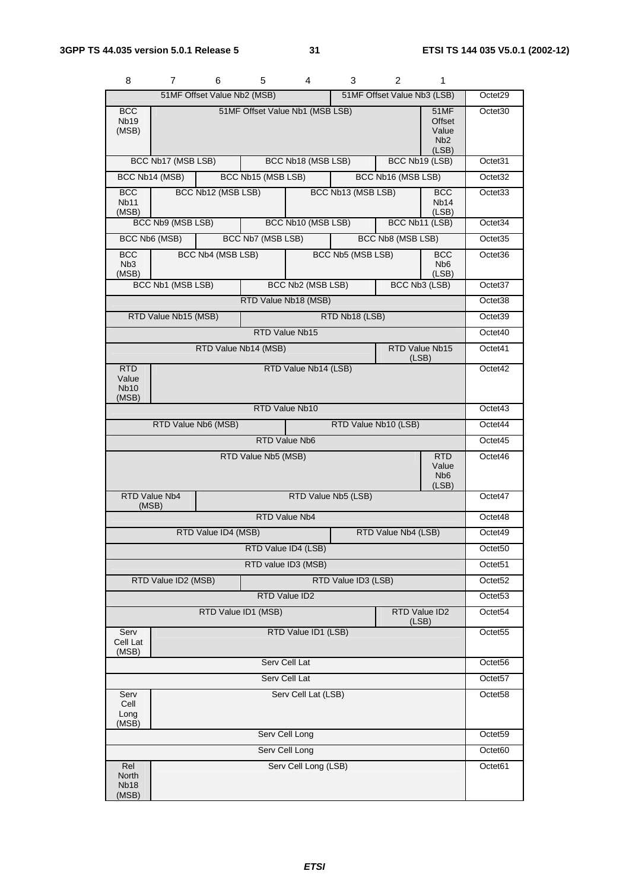| 8 | 7 | 6 | 5 | 4 | 3 | 2 | 1 | |
|---|---|---|---|---|---|---|---|---|
| 51MF Offset Value Nb2 (MSB) | | | | | 51MF Offset Value Nb3 (LSB) | | | Octet29 |
| BCC Nb19 (MSB) | 51MF Offset Value Nb1 (MSB LSB) | | | | | | 51MF Offset Value Nb2 (LSB) | Octet30 |
| BCC Nb17 (MSB LSB) | | | BCC Nb18 (MSB LSB) | | | BCC Nb19 (LSB) | | Octet31 |
| BCC Nb14 (MSB) | | BCC Nb15 (MSB LSB) | | | BCC Nb16 (MSB LSB) | | | Octet32 |
| BCC Nb11 (MSB) | BCC Nb12 (MSB LSB) | | | BCC Nb13 (MSB LSB) | | | BCC Nb14 (LSB) | Octet33 |
| BCC Nb9 (MSB LSB) | | | BCC Nb10 (MSB LSB) | | | BCC Nb11 (LSB) | | Octet34 |
| BCC Nb6 (MSB) | | BCC Nb7 (MSB LSB) | | | BCC Nb8 (MSB LSB) | | | Octet35 |
| BCC Nb3 (MSB) | BCC Nb4 (MSB LSB) | | | BCC Nb5 (MSB LSB) | | | BCC Nb6 (LSB) | Octet36 |
| BCC Nb1 (MSB LSB) | | | BCC Nb2 (MSB LSB) | | | BCC Nb3 (LSB) | | Octet37 |
| RTD Value Nb18 (MSB) | | | | | | | | Octet38 |
| RTD Value Nb15 (MSB) | | | RTD Nb18 (LSB) | | | | | Octet39 |
| RTD Value Nb15 | | | | | | | | Octet40 |
| RTD Value Nb14 (MSB) | | | | | | RTD Value Nb15 (LSB) | | Octet41 |
| RTD Value Nb10 (MSB) | RTD Value Nb14 (LSB) | | | | | | | Octet42 |
| RTD Value Nb10 | | | | | | | | Octet43 |
| RTD Value Nb6 (MSB) | | | | RTD Value Nb10 (LSB) | | | | Octet44 |
| RTD Value Nb6 | | | | | | | | Octet45 |
| RTD Value Nb5 (MSB) | | | | | | | RTD Value Nb6 (LSB) | Octet46 |
| RTD Value Nb4 (MSB) | | RTD Value Nb5 (LSB) | | | | | | Octet47 |
| RTD Value Nb4 | | | | | | | | Octet48 |
| RTD Value ID4 (MSB) | | | | | RTD Value Nb4 (LSB) | | | Octet49 |
| RTD Value ID4 (LSB) | | | | | | | | Octet50 |
| RTD value ID3 (MSB) | | | | | | | | Octet51 |
| RTD Value ID2 (MSB) | | | RTD Value ID3 (LSB) | | | | | Octet52 |
| RTD Value ID2 | | | | | | | | Octet53 |
| RTD Value ID1 (MSB) | | | | | | RTD Value ID2 (LSB) | | Octet54 |
| Serv Cell Lat (MSB) | RTD Value ID1 (LSB) | | | | | | | Octet55 |
| Serv Cell Lat | | | | | | | | Octet56 |
| Serv Cell Lat | | | | | | | | Octet57 |
| Serv Cell Long (MSB) | Serv Cell Lat (LSB) | | | | | | | Octet58 |
| Serv Cell Long | | | | | | | | Octet59 |
| Serv Cell Long | | | | | | | | Octet60 |
| Rel North Nb18 (MSB) | Serv Cell Long (LSB) | | | | | | | Octet61 |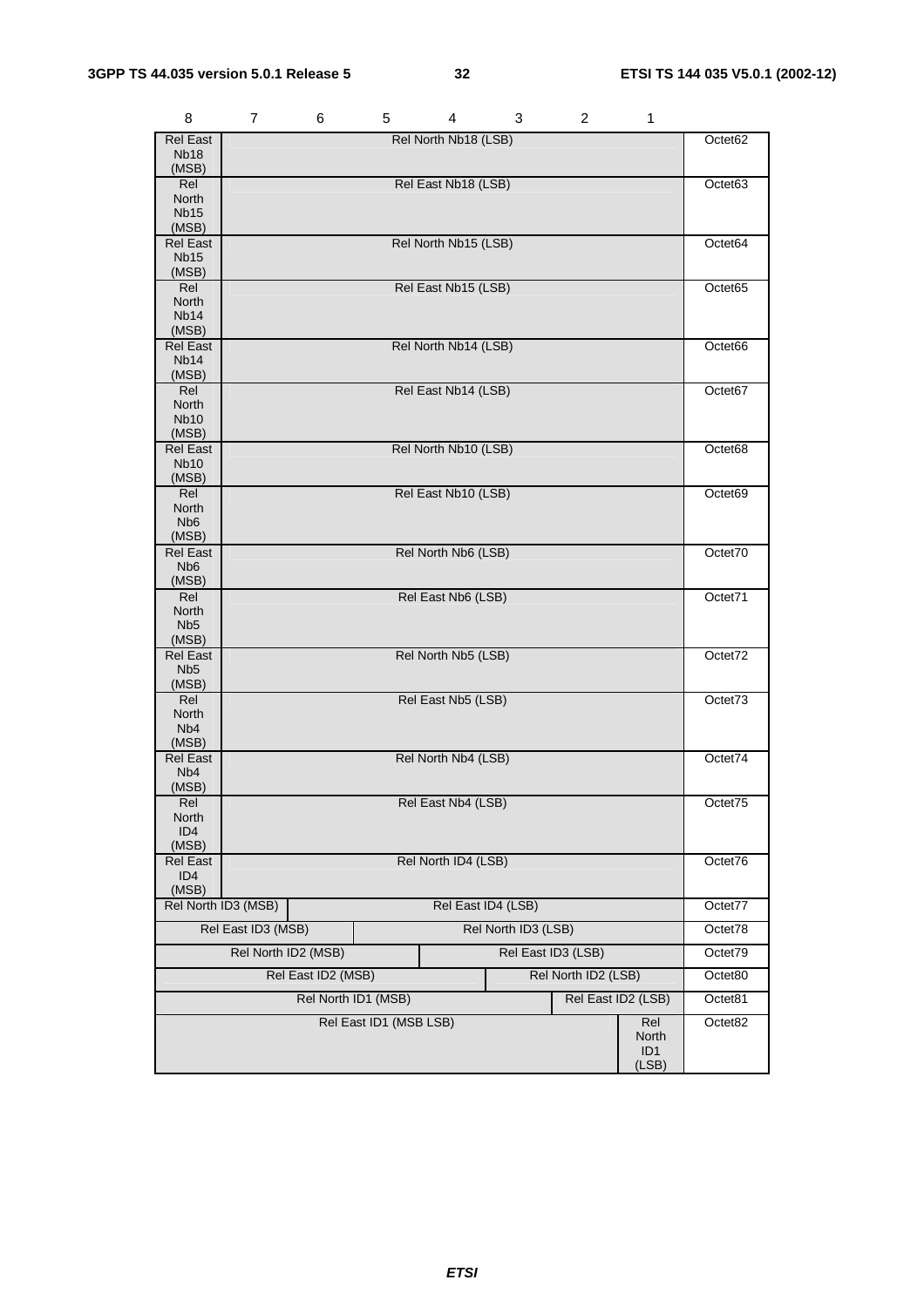| 8 | 7 | 6 | 5 | 4 | 3 | 2 | 1 | |
|---|---|---|---|---|---|---|---|---|
| Rel East Nb18 (MSB) | Rel North Nb18 (LSB) | | | | | | | Octet62 |
| Rel North Nb15 (MSB) | Rel East Nb18 (LSB) | | | | | | | Octet63 |
| Rel East Nb15 (MSB) | Rel North Nb15 (LSB) | | | | | | | Octet64 |
| Rel North Nb14 (MSB) | Rel East Nb15 (LSB) | | | | | | | Octet65 |
| Rel East Nb14 (MSB) | Rel North Nb14 (LSB) | | | | | | | Octet66 |
| Rel North Nb10 (MSB) | Rel East Nb14 (LSB) | | | | | | | Octet67 |
| Rel East Nb10 (MSB) | Rel North Nb10 (LSB) | | | | | | | Octet68 |
| Rel North Nb6 (MSB) | Rel East Nb10 (LSB) | | | | | | | Octet69 |
| Rel East Nb6 (MSB) | Rel North Nb6 (LSB) | | | | | | | Octet70 |
| Rel North Nb5 (MSB) | Rel East Nb6 (LSB) | | | | | | | Octet71 |
| Rel East Nb5 (MSB) | Rel North Nb5 (LSB) | | | | | | | Octet72 |
| Rel North Nb4 (MSB) | Rel East Nb5 (LSB) | | | | | | | Octet73 |
| Rel East Nb4 (MSB) | Rel North Nb4 (LSB) | | | | | | | Octet74 |
| Rel North ID4 (MSB) | Rel East Nb4 (LSB) | | | | | | | Octet75 |
| Rel East ID4 (MSB) | Rel North ID4 (LSB) | | | | | | | Octet76 |
| Rel North ID3 (MSB) | | Rel East ID4 (LSB) | | | | | | Octet77 |
| Rel East ID3 (MSB) | | | Rel North ID3 (LSB) | | | | | Octet78 |
| Rel North ID2 (MSB) | | | | Rel East ID3 (LSB) | | | | Octet79 |
| Rel East ID2 (MSB) | | | | | Rel North ID2 (LSB) | | | Octet80 |
| Rel North ID1 (MSB) | | | | | | Rel East ID2 (LSB) | | Octet81 |
| Rel East ID1 (MSB LSB) | | | | | | | Rel North ID1 (LSB) | Octet82 |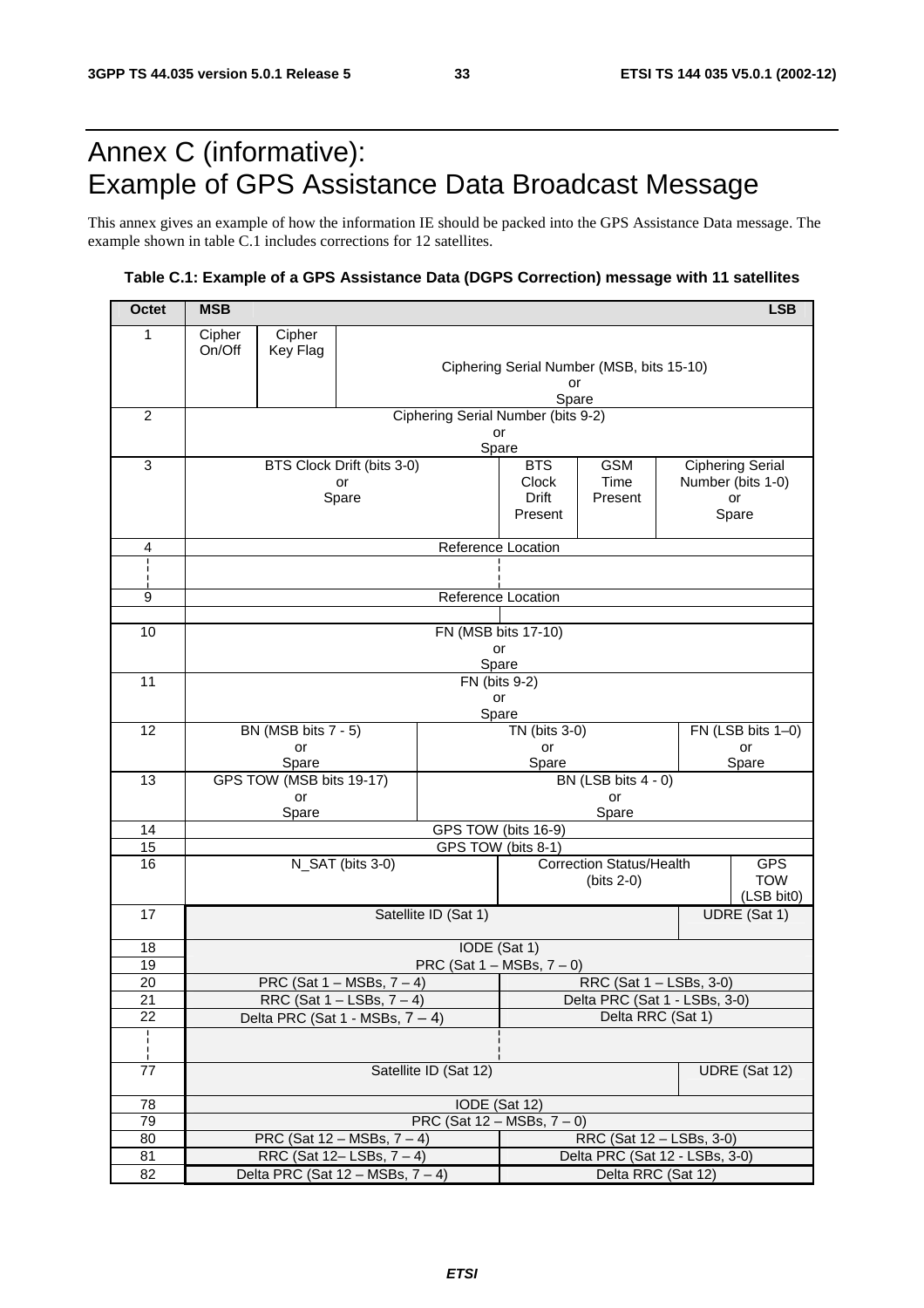# Annex C (informative): Example of GPS Assistance Data Broadcast Message

This annex gives an example of how the information IE should be packed into the GPS Assistance Data message. The example shown in table C.1 includes corrections for 12 satellites.

**Table C.1: Example of a GPS Assistance Data (DGPS Correction) message with 11 satellites**

| Octet | MSB | | | | | | | LSB |
|---|---|---|---|---|---|---|---|---|
| 1 | Cipher On/Off | Cipher Key Flag | Ciphering Serial Number (MSB, bits 15-10) or Spare | | | | | |
| 2 | Ciphering Serial Number (bits 9-2) or Spare | | | | | | | |
| 3 | BTS Clock Drift (bits 3-0) or Spare | | | BTS Clock Drift Present | GSM Time Present | Ciphering Serial Number (bits 1-0) or Spare | | |
| 4 | Reference Location | | | | | | | |
| ¦ | ¦ | | | | | | | |
| 9 | Reference Location | | | | | | | |
| | | | | | | | | |
| 10 | FN (MSB bits 17-10) or Spare | | | | | | | |
| 11 | FN (bits 9-2) or Spare | | | | | | | |
| 12 | BN (MSB bits 7 - 5) or Spare | | TN (bits 3-0) or Spare | | | | FN (LSB bits 1–0) or Spare | |
| 13 | GPS TOW (MSB bits 19-17) or Spare | | BN (LSB bits 4 - 0) or Spare | | | | | |
| 14 | GPS TOW (bits 16-9) | | | | | | | |
| 15 | GPS TOW (bits 8-1) | | | | | | | |
| 16 | N_SAT (bits 3-0) | | | Correction Status/Health (bits 2-0) | | | GPS TOW (LSB bit0) | |
| 17 | Satellite ID (Sat 1) | | | | | | UDRE (Sat 1) | |
| 18 | IODE (Sat 1) | | | | | | | |
| 19 | PRC (Sat 1 – MSBs, 7 – 0) | | | | | | | |
| 20 | PRC (Sat 1 – MSBs, 7 – 4) | | | RRC (Sat 1 – LSBs, 3-0) | | | | |
| 21 | RRC (Sat 1 – LSBs, 7 – 4) | | | Delta PRC (Sat 1 - LSBs, 3-0) | | | | |
| 22 | Delta PRC (Sat 1 - MSBs, 7 – 4) | | | Delta RRC (Sat 1) | | | | |
| ¦ | ¦ | | | | | | | |
| 77 | Satellite ID (Sat 12) | | | | | | UDRE (Sat 12) | |
| 78 | IODE (Sat 12) | | | | | | | |
| 79 | PRC (Sat 12 – MSBs, 7 – 0) | | | | | | | |
| 80 | PRC (Sat 12 – MSBs, 7 – 4) | | | RRC (Sat 12 – LSBs, 3-0) | | | | |
| 81 | RRC (Sat 12– LSBs, 7 – 4) | | | Delta PRC (Sat 12 - LSBs, 3-0) | | | | |
| 82 | Delta PRC (Sat 12 – MSBs, 7 – 4) | | | Delta RRC (Sat 12) | | | | |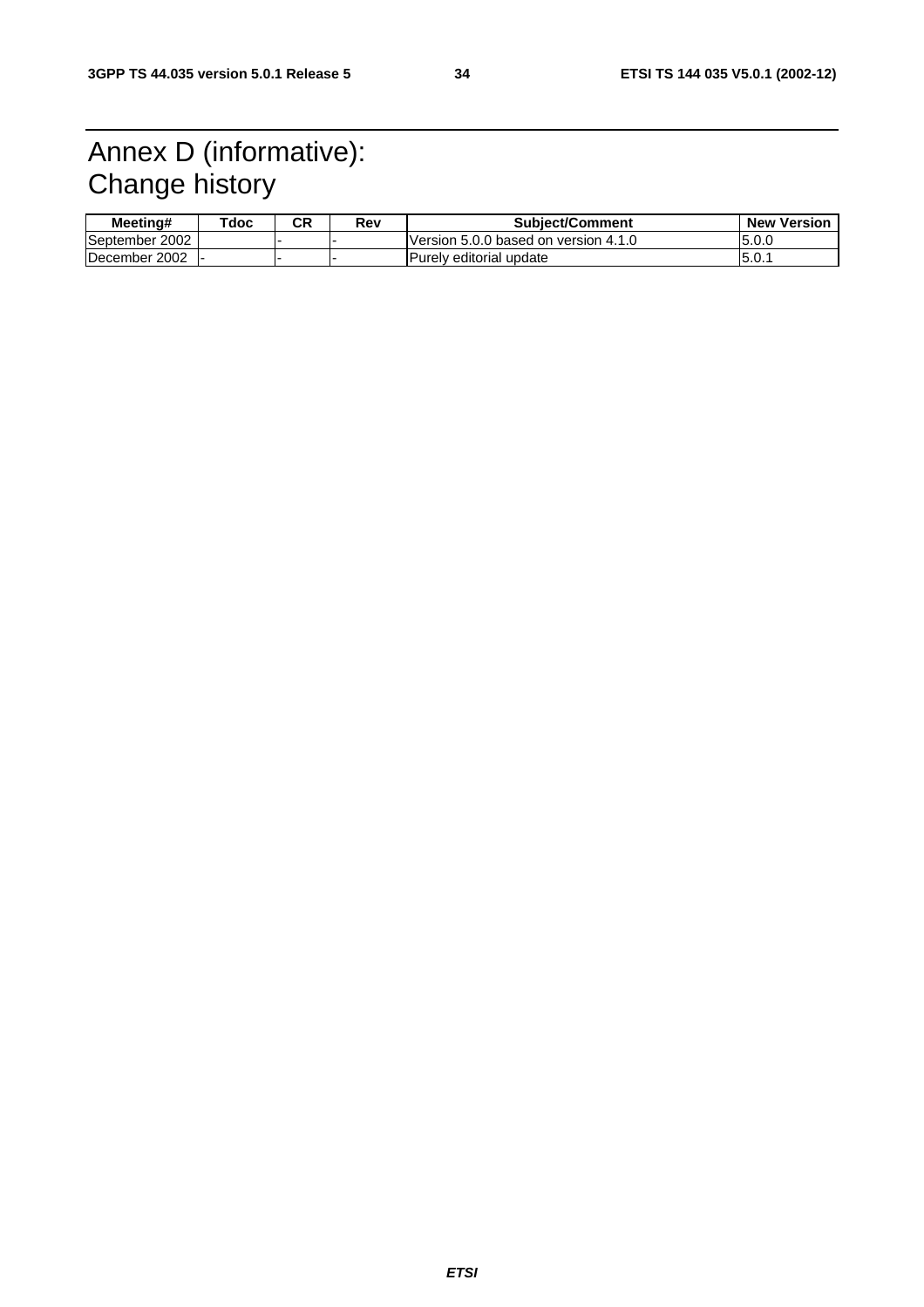# Annex D (informative): Change history

| Meeting# | Tdoc | CR | Rev | Subject/Comment | New Version |
|---|---|---|---|---|---|
| September 2002 | | - | - | Version 5.0.0 based on version 4.1.0 | 5.0.0 |
| December 2002 | - | - | - | Purely editorial update | 5.0.1 |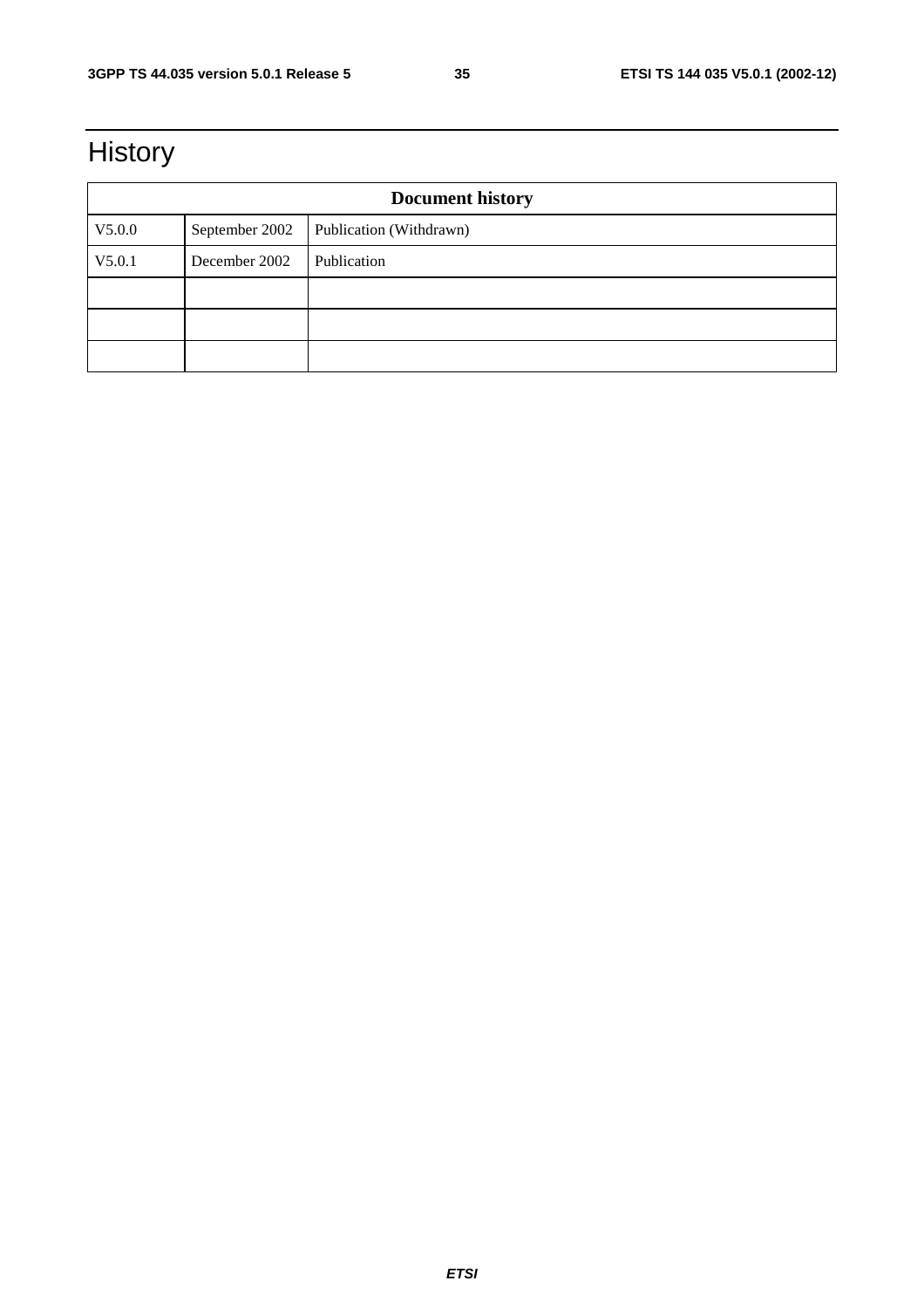# History

| Document history | | |
| --- | --- | --- |
| V5.0.0 | September 2002 | Publication (Withdrawn) |
| V5.0.1 | December 2002 | Publication |
| | | |
| | | |
| | | |